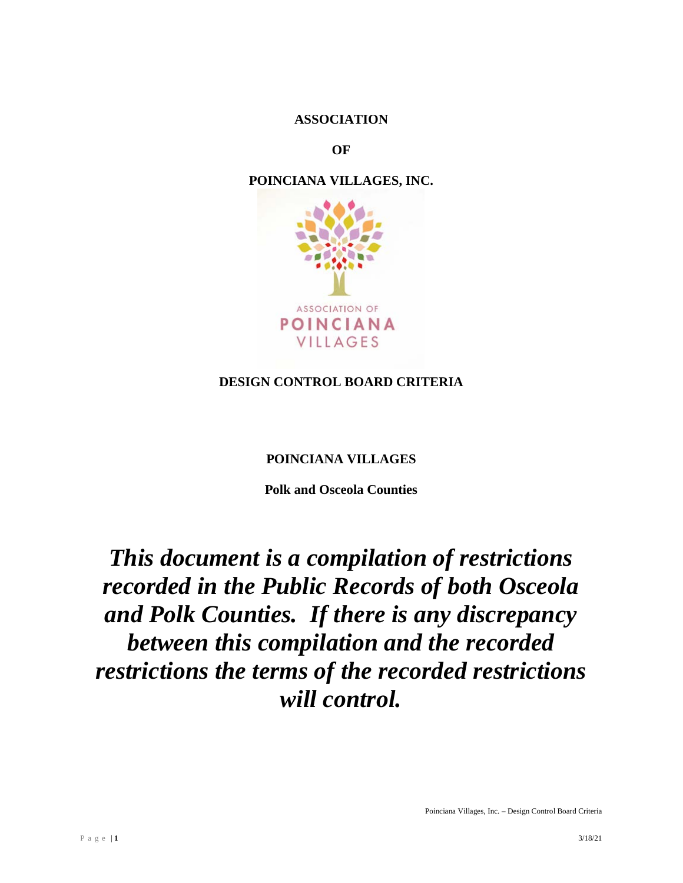**ASSOCIATION**

**OF**

**POINCIANA VILLAGES, INC.**

ASSOCIATION OF
POINCIANA
VILLAGES

**DESIGN CONTROL BOARD CRITERIA**

**POINCIANA VILLAGES**

**Polk and Osceola Counties**

***This document is a compilation of restrictions recorded in the Public Records of both Osceola and Polk Counties. If there is any discrepancy between this compilation and the recorded restrictions the terms of the recorded restrictions will control.***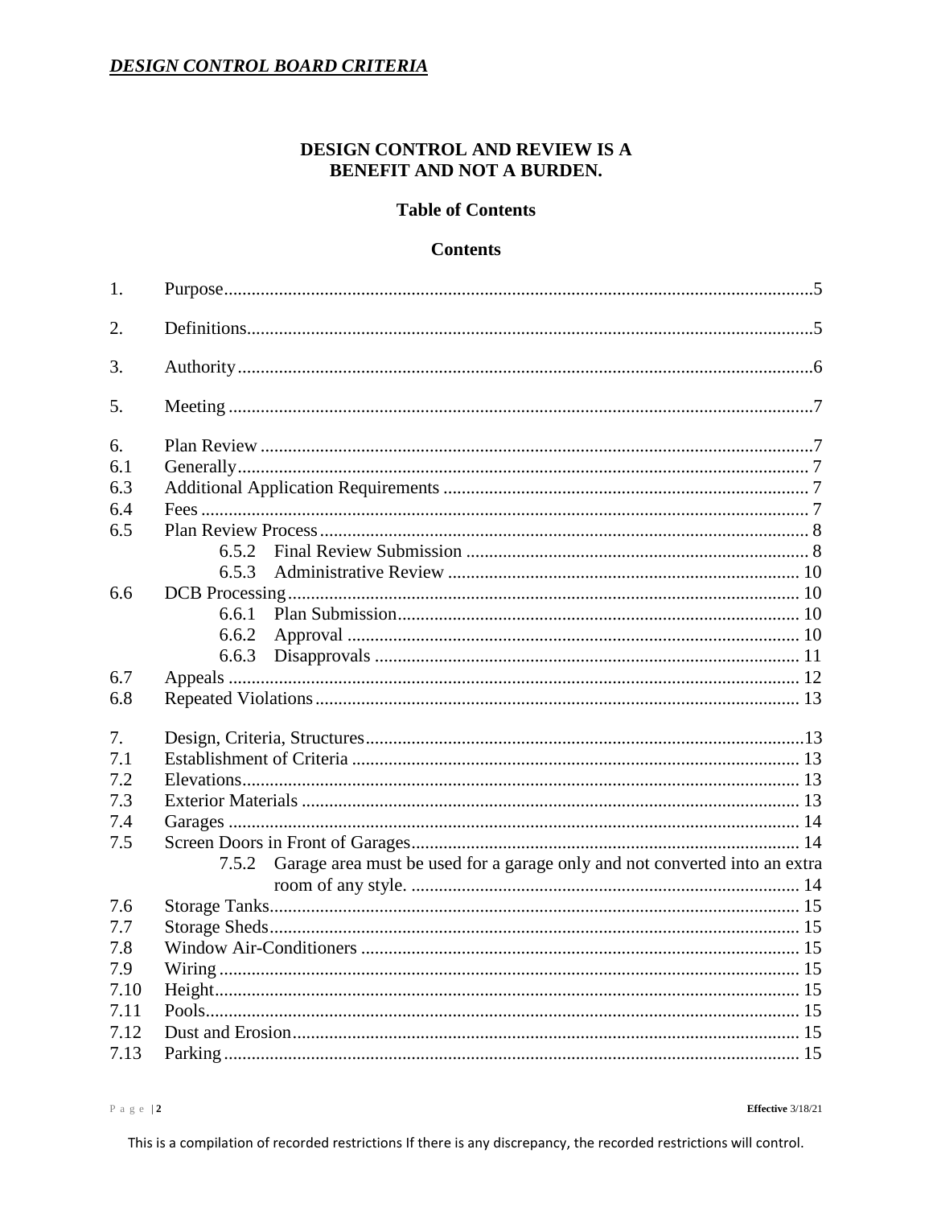***DESIGN CONTROL BOARD CRITERIA***

**DESIGN CONTROL AND REVIEW IS A BENEFIT AND NOT A BURDEN.**

**Table of Contents**

**Contents**

1. Purpose ........ 5
2. Definitions ........ 5
3. Authority ........ 6
5. Meeting ........ 7
6. Plan Review ........ 7
   - 6.1 Generally ........ 7
   - 6.3 Additional Application Requirements ........ 7
   - 6.4 Fees ........ 7
   - 6.5 Plan Review Process ........ 8
     - 6.5.2 Final Review Submission ........ 8
     - 6.5.3 Administrative Review ........ 10
   - 6.6 DCB Processing ........ 10
     - 6.6.1 Plan Submission ........ 10
     - 6.6.2 Approval ........ 10
     - 6.6.3 Disapprovals ........ 11
   - 6.7 Appeals ........ 12
   - 6.8 Repeated Violations ........ 13
7. Design, Criteria, Structures ........ 13
   - 7.1 Establishment of Criteria ........ 13
   - 7.2 Elevations ........ 13
   - 7.3 Exterior Materials ........ 13
   - 7.4 Garages ........ 14
   - 7.5 Screen Doors in Front of Garages ........ 14
     - 7.5.2 Garage area must be used for a garage only and not converted into an extra room of any style. ........ 14
   - 7.6 Storage Tanks ........ 15
   - 7.7 Storage Sheds ........ 15
   - 7.8 Window Air-Conditioners ........ 15
   - 7.9 Wiring ........ 15
   - 7.10 Height ........ 15
   - 7.11 Pools ........ 15
   - 7.12 Dust and Erosion ........ 15
   - 7.13 Parking ........ 15

This is a compilation of recorded restrictions If there is any discrepancy, the recorded restrictions will control.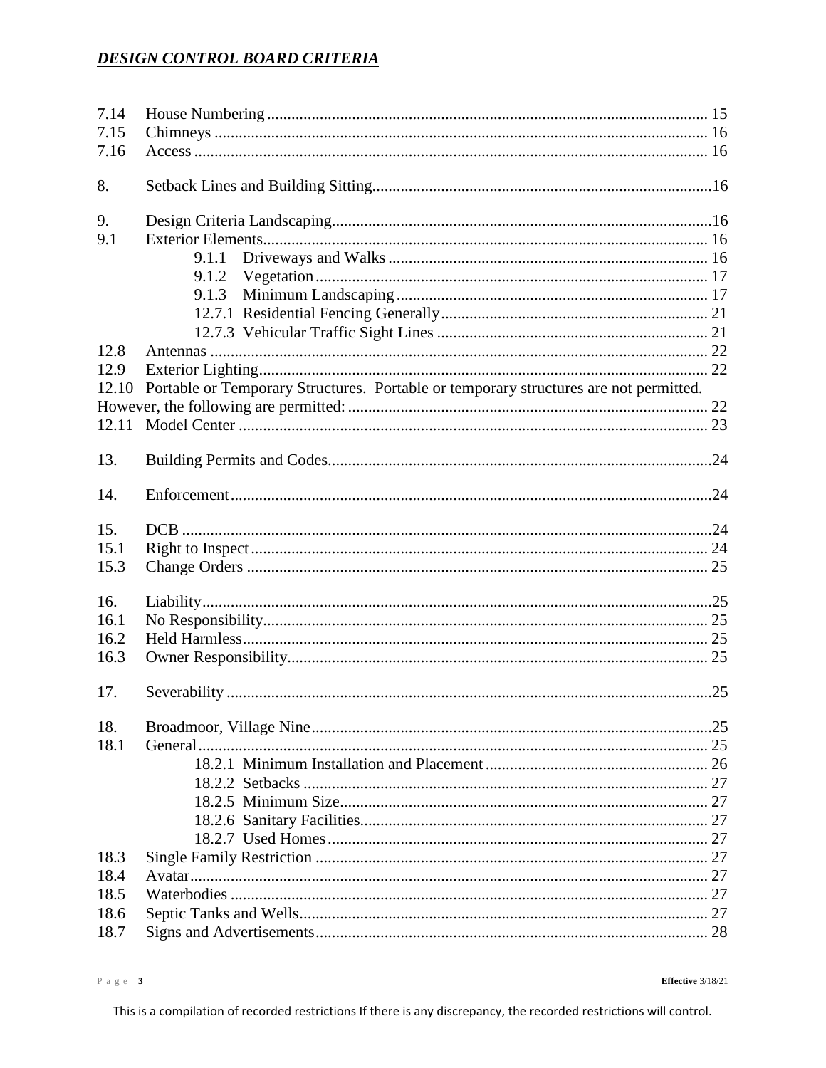| | | |
|---|---|---|
| 7.14 | House Numbering | 15 |
| 7.15 | Chimneys | 16 |
| 7.16 | Access | 16 |
| 8. | Setback Lines and Building Sitting | 16 |
| 9. | Design Criteria Landscaping | 16 |
| 9.1 | Exterior Elements | 16 |
| | 9.1.1 Driveways and Walks | 16 |
| | 9.1.2 Vegetation | 17 |
| | 9.1.3 Minimum Landscaping | 17 |
| | 12.7.1 Residential Fencing Generally | 21 |
| | 12.7.3 Vehicular Traffic Sight Lines | 21 |
| 12.8 | Antennas | 22 |
| 12.9 | Exterior Lighting | 22 |
| 12.10 | Portable or Temporary Structures. Portable or temporary structures are not permitted. However, the following are permitted: | 22 |
| 12.11 | Model Center | 23 |
| 13. | Building Permits and Codes | 24 |
| 14. | Enforcement | 24 |
| 15. | DCB | 24 |
| 15.1 | Right to Inspect | 24 |
| 15.3 | Change Orders | 25 |
| 16. | Liability | 25 |
| 16.1 | No Responsibility | 25 |
| 16.2 | Held Harmless | 25 |
| 16.3 | Owner Responsibility | 25 |
| 17. | Severability | 25 |
| 18. | Broadmoor, Village Nine | 25 |
| 18.1 | General | 25 |
| | 18.2.1 Minimum Installation and Placement | 26 |
| | 18.2.2 Setbacks | 27 |
| | 18.2.5 Minimum Size | 27 |
| | 18.2.6 Sanitary Facilities | 27 |
| | 18.2.7 Used Homes | 27 |
| 18.3 | Single Family Restriction | 27 |
| 18.4 | Avatar | 27 |
| 18.5 | Waterbodies | 27 |
| 18.6 | Septic Tanks and Wells | 27 |
| 18.7 | Signs and Advertisements | 28 |

This is a compilation of recorded restrictions If there is any discrepancy, the recorded restrictions will control.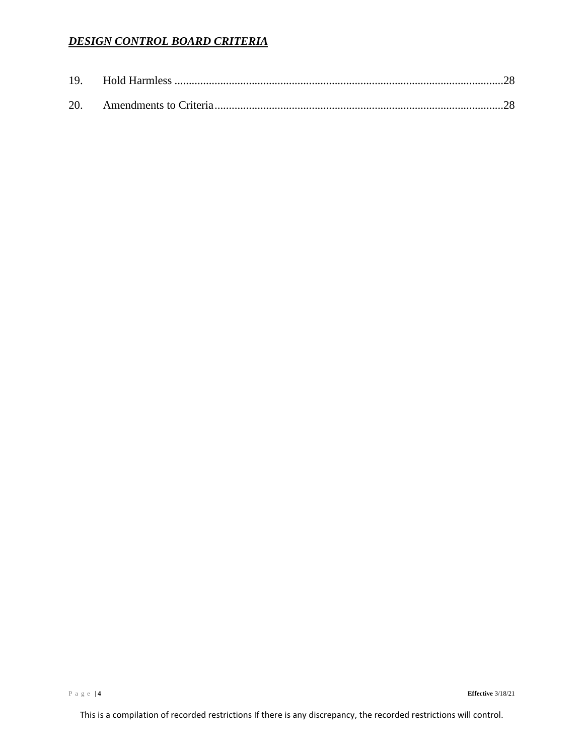19. Hold Harmless ....................................................................................................................28

20. Amendments to Criteria.....................................................................................................28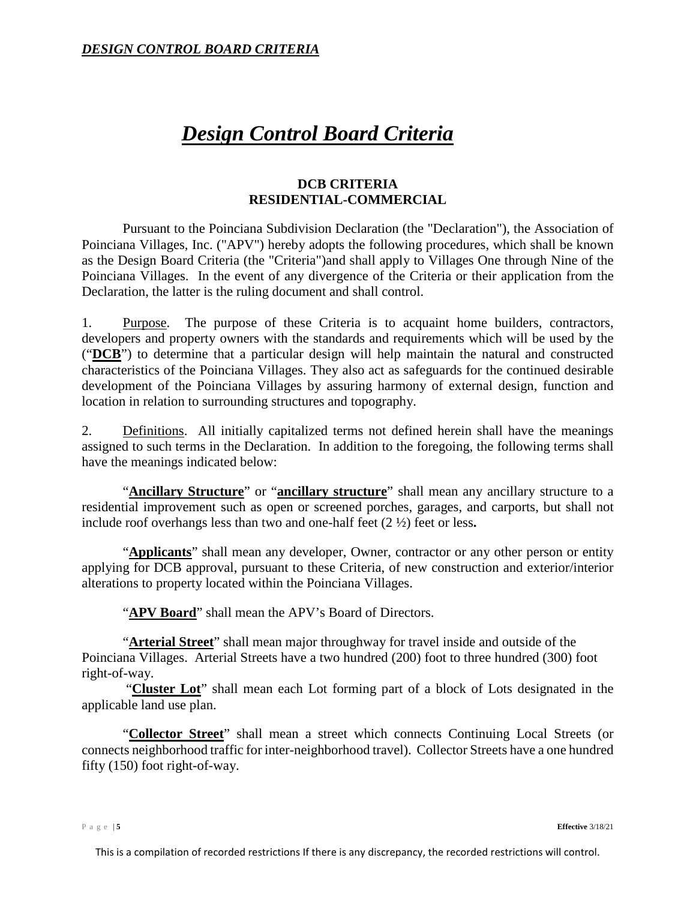# *Design Control Board Criteria*

**DCB CRITERIA**
**RESIDENTIAL-COMMERCIAL**

Pursuant to the Poinciana Subdivision Declaration (the "Declaration"), the Association of Poinciana Villages, Inc. ("APV") hereby adopts the following procedures, which shall be known as the Design Board Criteria (the "Criteria")and shall apply to Villages One through Nine of the Poinciana Villages. In the event of any divergence of the Criteria or their application from the Declaration, the latter is the ruling document and shall control.

1. Purpose. The purpose of these Criteria is to acquaint home builders, contractors, developers and property owners with the standards and requirements which will be used by the ("**DCB**") to determine that a particular design will help maintain the natural and constructed characteristics of the Poinciana Villages. They also act as safeguards for the continued desirable development of the Poinciana Villages by assuring harmony of external design, function and location in relation to surrounding structures and topography.

2. Definitions. All initially capitalized terms not defined herein shall have the meanings assigned to such terms in the Declaration. In addition to the foregoing, the following terms shall have the meanings indicated below:

"**Ancillary Structure**" or "**ancillary structure**" shall mean any ancillary structure to a residential improvement such as open or screened porches, garages, and carports, but shall not include roof overhangs less than two and one-half feet (2 ½) feet or less**.**

"**Applicants**" shall mean any developer, Owner, contractor or any other person or entity applying for DCB approval, pursuant to these Criteria, of new construction and exterior/interior alterations to property located within the Poinciana Villages.

"**APV Board**" shall mean the APV's Board of Directors.

"**Arterial Street**" shall mean major throughway for travel inside and outside of the Poinciana Villages. Arterial Streets have a two hundred (200) foot to three hundred (300) foot right-of-way.

"**Cluster Lot**" shall mean each Lot forming part of a block of Lots designated in the applicable land use plan.

"**Collector Street**" shall mean a street which connects Continuing Local Streets (or connects neighborhood traffic for inter-neighborhood travel). Collector Streets have a one hundred fifty (150) foot right-of-way.

This is a compilation of recorded restrictions If there is any discrepancy, the recorded restrictions will control.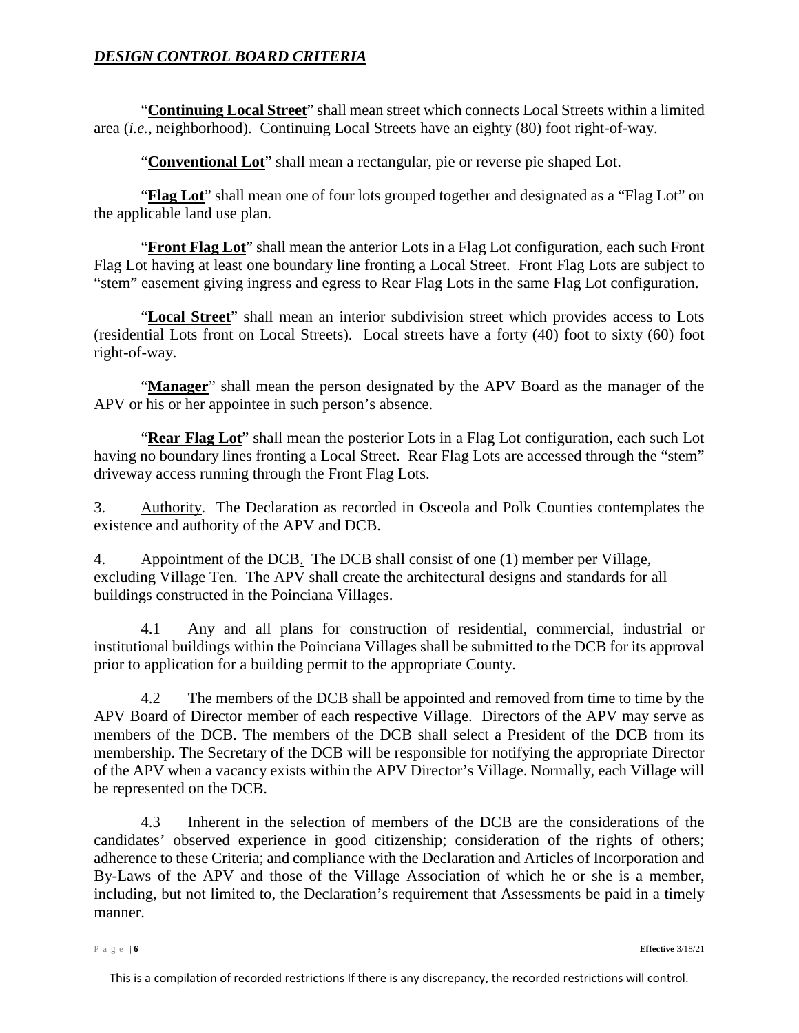"**Continuing Local Street**" shall mean street which connects Local Streets within a limited area (*i.e.*, neighborhood). Continuing Local Streets have an eighty (80) foot right-of-way.

"**Conventional Lot**" shall mean a rectangular, pie or reverse pie shaped Lot.

"**Flag Lot**" shall mean one of four lots grouped together and designated as a "Flag Lot" on the applicable land use plan.

"**Front Flag Lot**" shall mean the anterior Lots in a Flag Lot configuration, each such Front Flag Lot having at least one boundary line fronting a Local Street. Front Flag Lots are subject to "stem" easement giving ingress and egress to Rear Flag Lots in the same Flag Lot configuration.

"**Local Street**" shall mean an interior subdivision street which provides access to Lots (residential Lots front on Local Streets). Local streets have a forty (40) foot to sixty (60) foot right-of-way.

"**Manager**" shall mean the person designated by the APV Board as the manager of the APV or his or her appointee in such person's absence.

"**Rear Flag Lot**" shall mean the posterior Lots in a Flag Lot configuration, each such Lot having no boundary lines fronting a Local Street. Rear Flag Lots are accessed through the "stem" driveway access running through the Front Flag Lots.

3. Authority. The Declaration as recorded in Osceola and Polk Counties contemplates the existence and authority of the APV and DCB.

4. Appointment of the DCB. The DCB shall consist of one (1) member per Village, excluding Village Ten. The APV shall create the architectural designs and standards for all buildings constructed in the Poinciana Villages.

4.1 Any and all plans for construction of residential, commercial, industrial or institutional buildings within the Poinciana Villages shall be submitted to the DCB for its approval prior to application for a building permit to the appropriate County.

4.2 The members of the DCB shall be appointed and removed from time to time by the APV Board of Director member of each respective Village. Directors of the APV may serve as members of the DCB. The members of the DCB shall select a President of the DCB from its membership. The Secretary of the DCB will be responsible for notifying the appropriate Director of the APV when a vacancy exists within the APV Director's Village. Normally, each Village will be represented on the DCB.

4.3 Inherent in the selection of members of the DCB are the considerations of the candidates' observed experience in good citizenship; consideration of the rights of others; adherence to these Criteria; and compliance with the Declaration and Articles of Incorporation and By-Laws of the APV and those of the Village Association of which he or she is a member, including, but not limited to, the Declaration's requirement that Assessments be paid in a timely manner.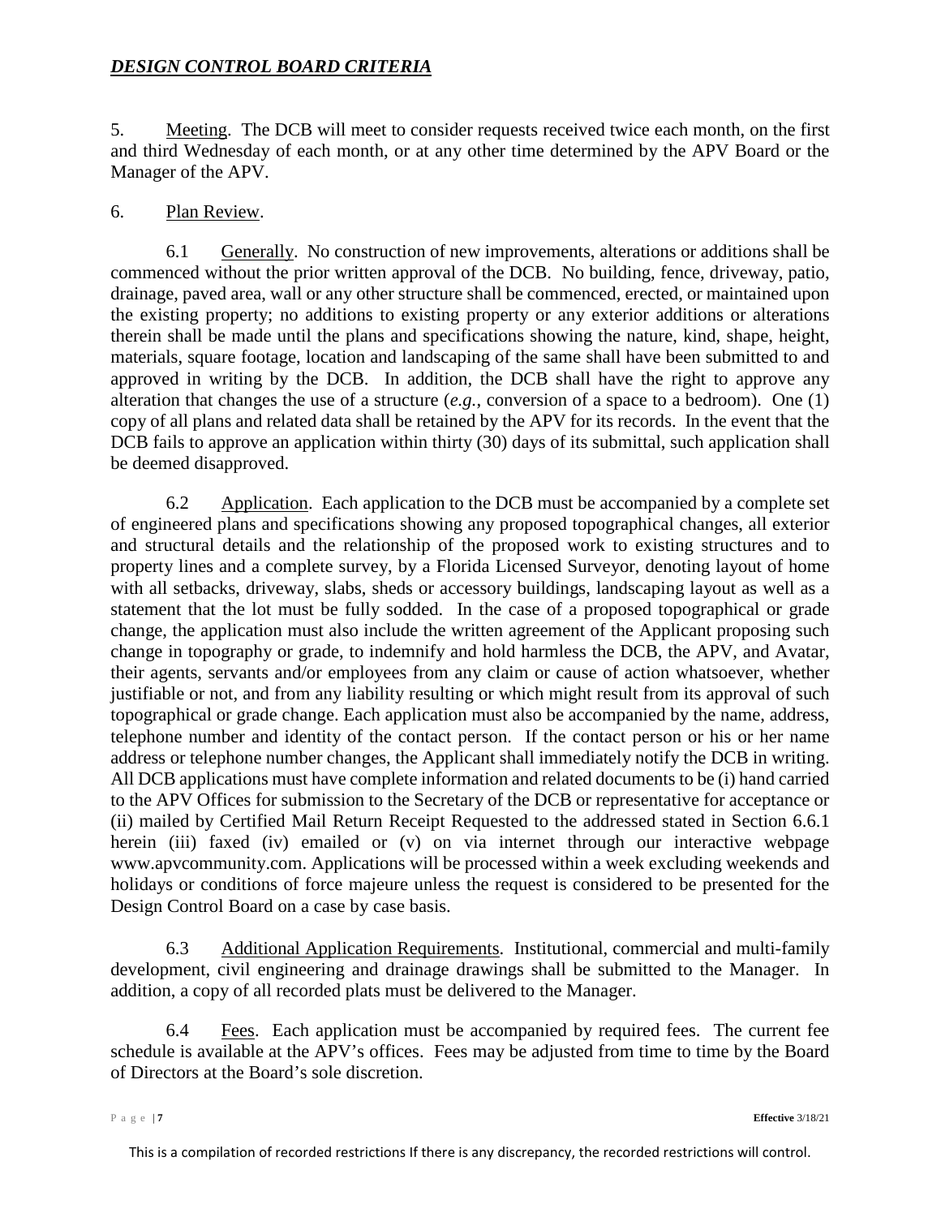5. Meeting. The DCB will meet to consider requests received twice each month, on the first and third Wednesday of each month, or at any other time determined by the APV Board or the Manager of the APV.

6. Plan Review.

6.1 Generally. No construction of new improvements, alterations or additions shall be commenced without the prior written approval of the DCB. No building, fence, driveway, patio, drainage, paved area, wall or any other structure shall be commenced, erected, or maintained upon the existing property; no additions to existing property or any exterior additions or alterations therein shall be made until the plans and specifications showing the nature, kind, shape, height, materials, square footage, location and landscaping of the same shall have been submitted to and approved in writing by the DCB. In addition, the DCB shall have the right to approve any alteration that changes the use of a structure (*e.g.*, conversion of a space to a bedroom). One (1) copy of all plans and related data shall be retained by the APV for its records. In the event that the DCB fails to approve an application within thirty (30) days of its submittal, such application shall be deemed disapproved.

6.2 Application. Each application to the DCB must be accompanied by a complete set of engineered plans and specifications showing any proposed topographical changes, all exterior and structural details and the relationship of the proposed work to existing structures and to property lines and a complete survey, by a Florida Licensed Surveyor, denoting layout of home with all setbacks, driveway, slabs, sheds or accessory buildings, landscaping layout as well as a statement that the lot must be fully sodded. In the case of a proposed topographical or grade change, the application must also include the written agreement of the Applicant proposing such change in topography or grade, to indemnify and hold harmless the DCB, the APV, and Avatar, their agents, servants and/or employees from any claim or cause of action whatsoever, whether justifiable or not, and from any liability resulting or which might result from its approval of such topographical or grade change. Each application must also be accompanied by the name, address, telephone number and identity of the contact person. If the contact person or his or her name address or telephone number changes, the Applicant shall immediately notify the DCB in writing. All DCB applications must have complete information and related documents to be (i) hand carried to the APV Offices for submission to the Secretary of the DCB or representative for acceptance or (ii) mailed by Certified Mail Return Receipt Requested to the addressed stated in Section 6.6.1 herein (iii) faxed (iv) emailed or (v) on via internet through our interactive webpage www.apvcommunity.com. Applications will be processed within a week excluding weekends and holidays or conditions of force majeure unless the request is considered to be presented for the Design Control Board on a case by case basis.

6.3 Additional Application Requirements. Institutional, commercial and multi-family development, civil engineering and drainage drawings shall be submitted to the Manager. In addition, a copy of all recorded plats must be delivered to the Manager.

6.4 Fees. Each application must be accompanied by required fees. The current fee schedule is available at the APV's offices. Fees may be adjusted from time to time by the Board of Directors at the Board's sole discretion.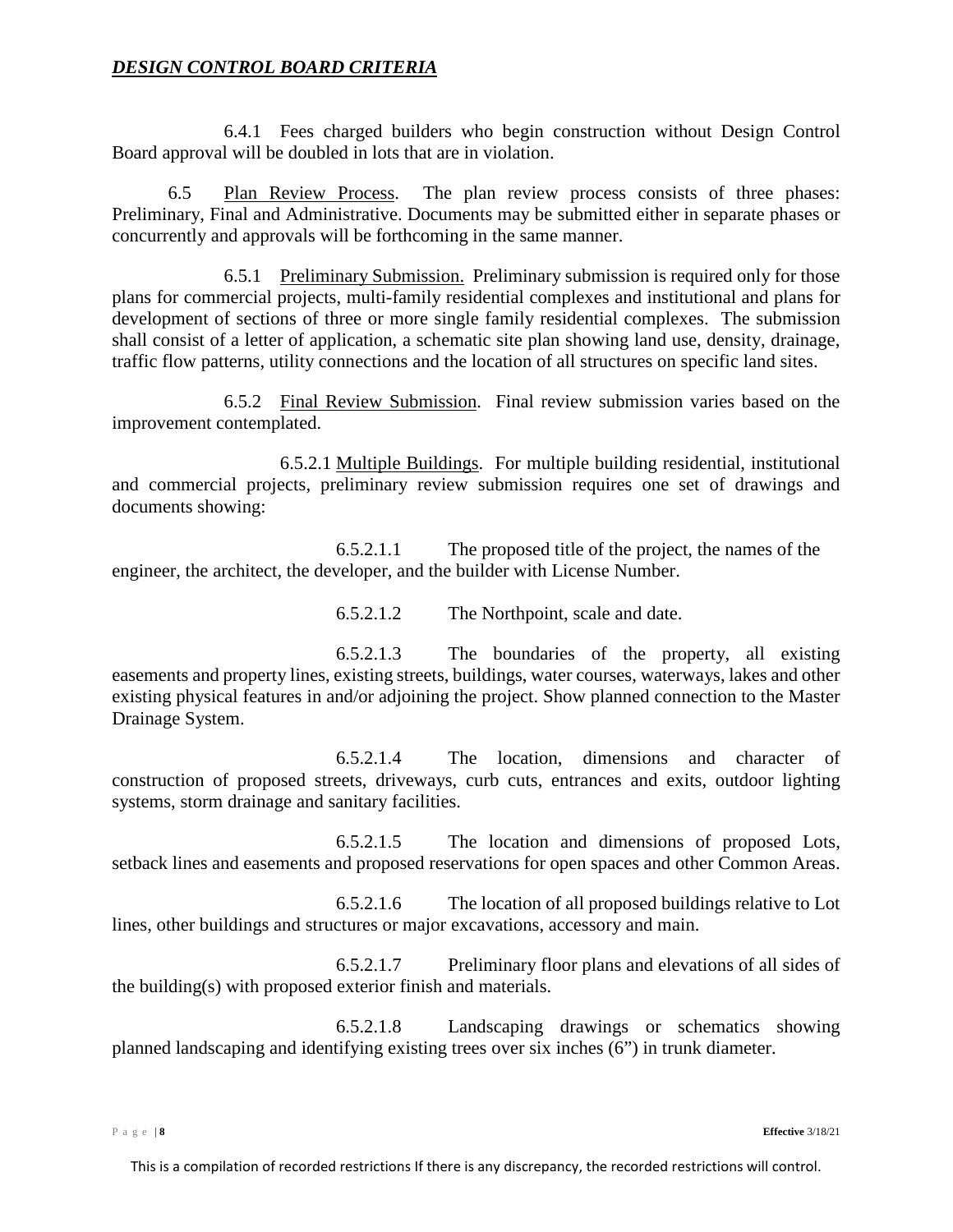***DESIGN CONTROL BOARD CRITERIA***

6.4.1 Fees charged builders who begin construction without Design Control Board approval will be doubled in lots that are in violation.

6.5 Plan Review Process. The plan review process consists of three phases: Preliminary, Final and Administrative. Documents may be submitted either in separate phases or concurrently and approvals will be forthcoming in the same manner.

6.5.1 Preliminary Submission. Preliminary submission is required only for those plans for commercial projects, multi-family residential complexes and institutional and plans for development of sections of three or more single family residential complexes. The submission shall consist of a letter of application, a schematic site plan showing land use, density, drainage, traffic flow patterns, utility connections and the location of all structures on specific land sites.

6.5.2 Final Review Submission. Final review submission varies based on the improvement contemplated.

6.5.2.1 Multiple Buildings. For multiple building residential, institutional and commercial projects, preliminary review submission requires one set of drawings and documents showing:

6.5.2.1.1 The proposed title of the project, the names of the engineer, the architect, the developer, and the builder with License Number.

6.5.2.1.2 The Northpoint, scale and date.

6.5.2.1.3 The boundaries of the property, all existing easements and property lines, existing streets, buildings, water courses, waterways, lakes and other existing physical features in and/or adjoining the project. Show planned connection to the Master Drainage System.

6.5.2.1.4 The location, dimensions and character of construction of proposed streets, driveways, curb cuts, entrances and exits, outdoor lighting systems, storm drainage and sanitary facilities.

6.5.2.1.5 The location and dimensions of proposed Lots, setback lines and easements and proposed reservations for open spaces and other Common Areas.

6.5.2.1.6 The location of all proposed buildings relative to Lot lines, other buildings and structures or major excavations, accessory and main.

6.5.2.1.7 Preliminary floor plans and elevations of all sides of the building(s) with proposed exterior finish and materials.

6.5.2.1.8 Landscaping drawings or schematics showing planned landscaping and identifying existing trees over six inches (6") in trunk diameter.

This is a compilation of recorded restrictions If there is any discrepancy, the recorded restrictions will control.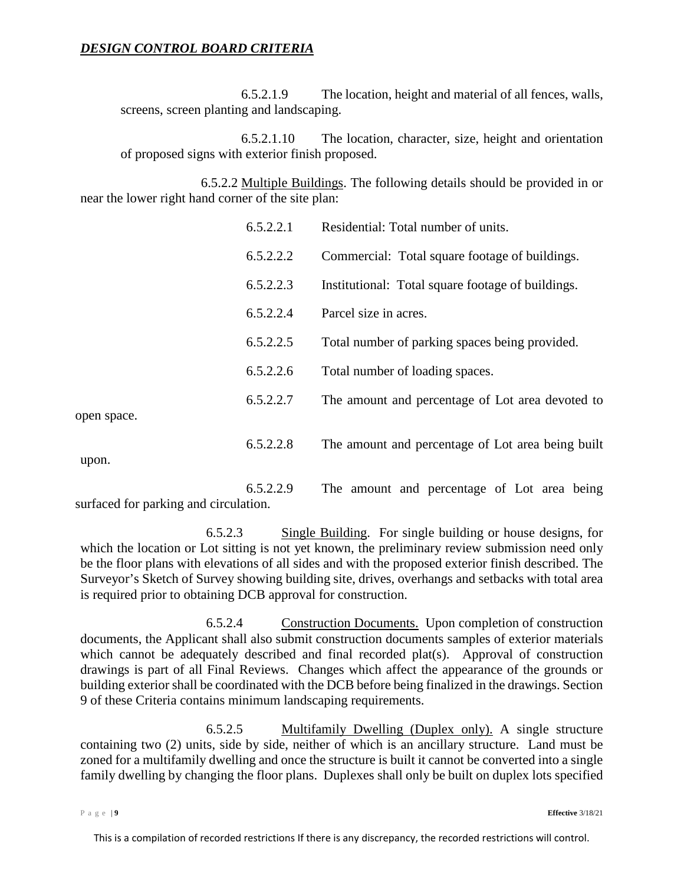6.5.2.1.9 The location, height and material of all fences, walls, screens, screen planting and landscaping.

6.5.2.1.10 The location, character, size, height and orientation of proposed signs with exterior finish proposed.

6.5.2.2 Multiple Buildings. The following details should be provided in or near the lower right hand corner of the site plan:

6.5.2.2.1 Residential: Total number of units.

6.5.2.2.2 Commercial: Total square footage of buildings.

6.5.2.2.3 Institutional: Total square footage of buildings.

6.5.2.2.4 Parcel size in acres.

6.5.2.2.5 Total number of parking spaces being provided.

6.5.2.2.6 Total number of loading spaces.

6.5.2.2.7 The amount and percentage of Lot area devoted to open space.

6.5.2.2.8 The amount and percentage of Lot area being built upon.

6.5.2.2.9 The amount and percentage of Lot area being surfaced for parking and circulation.

6.5.2.3 Single Building. For single building or house designs, for which the location or Lot sitting is not yet known, the preliminary review submission need only be the floor plans with elevations of all sides and with the proposed exterior finish described. The Surveyor's Sketch of Survey showing building site, drives, overhangs and setbacks with total area is required prior to obtaining DCB approval for construction.

6.5.2.4 Construction Documents. Upon completion of construction documents, the Applicant shall also submit construction documents samples of exterior materials which cannot be adequately described and final recorded plat(s). Approval of construction drawings is part of all Final Reviews. Changes which affect the appearance of the grounds or building exterior shall be coordinated with the DCB before being finalized in the drawings. Section 9 of these Criteria contains minimum landscaping requirements.

6.5.2.5 Multifamily Dwelling (Duplex only). A single structure containing two (2) units, side by side, neither of which is an ancillary structure. Land must be zoned for a multifamily dwelling and once the structure is built it cannot be converted into a single family dwelling by changing the floor plans. Duplexes shall only be built on duplex lots specified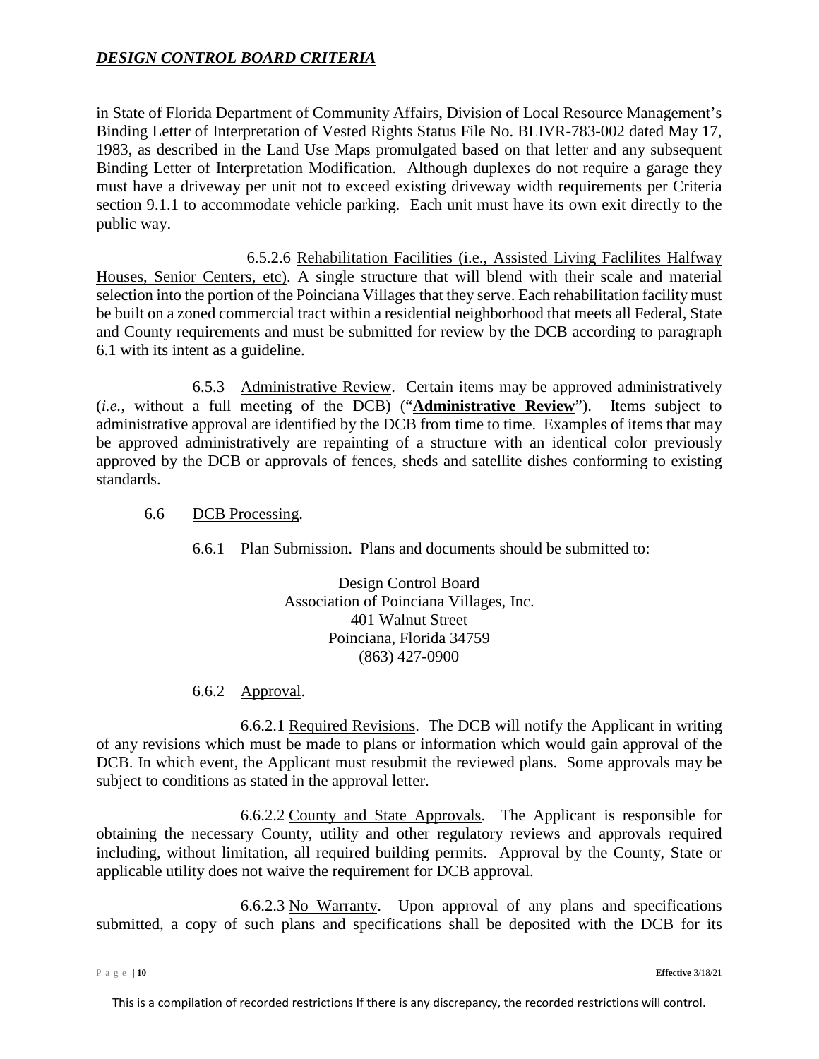in State of Florida Department of Community Affairs, Division of Local Resource Management's Binding Letter of Interpretation of Vested Rights Status File No. BLIVR-783-002 dated May 17, 1983, as described in the Land Use Maps promulgated based on that letter and any subsequent Binding Letter of Interpretation Modification. Although duplexes do not require a garage they must have a driveway per unit not to exceed existing driveway width requirements per Criteria section 9.1.1 to accommodate vehicle parking. Each unit must have its own exit directly to the public way.

6.5.2.6 Rehabilitation Facilities (i.e., Assisted Living Faclilites Halfway Houses, Senior Centers, etc). A single structure that will blend with their scale and material selection into the portion of the Poinciana Villages that they serve. Each rehabilitation facility must be built on a zoned commercial tract within a residential neighborhood that meets all Federal, State and County requirements and must be submitted for review by the DCB according to paragraph 6.1 with its intent as a guideline.

6.5.3 Administrative Review. Certain items may be approved administratively (*i.e.*, without a full meeting of the DCB) ("**Administrative Review**"). Items subject to administrative approval are identified by the DCB from time to time. Examples of items that may be approved administratively are repainting of a structure with an identical color previously approved by the DCB or approvals of fences, sheds and satellite dishes conforming to existing standards.

6.6 DCB Processing.

6.6.1 Plan Submission. Plans and documents should be submitted to:

Design Control Board
Association of Poinciana Villages, Inc.
401 Walnut Street
Poinciana, Florida 34759
(863) 427-0900

6.6.2 Approval.

6.6.2.1 Required Revisions. The DCB will notify the Applicant in writing of any revisions which must be made to plans or information which would gain approval of the DCB. In which event, the Applicant must resubmit the reviewed plans. Some approvals may be subject to conditions as stated in the approval letter.

6.6.2.2 County and State Approvals. The Applicant is responsible for obtaining the necessary County, utility and other regulatory reviews and approvals required including, without limitation, all required building permits. Approval by the County, State or applicable utility does not waive the requirement for DCB approval.

6.6.2.3 No Warranty. Upon approval of any plans and specifications submitted, a copy of such plans and specifications shall be deposited with the DCB for its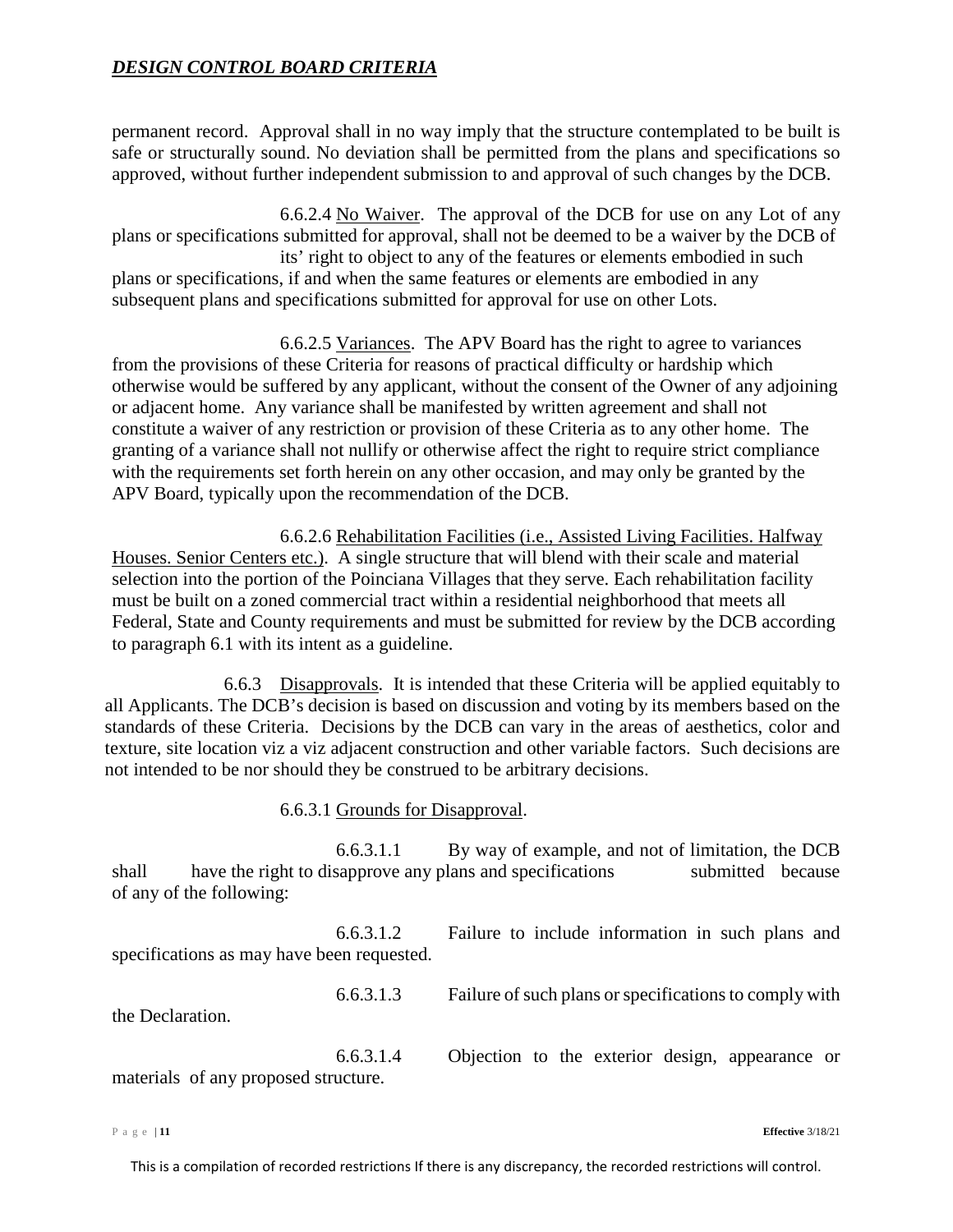permanent record. Approval shall in no way imply that the structure contemplated to be built is safe or structurally sound. No deviation shall be permitted from the plans and specifications so approved, without further independent submission to and approval of such changes by the DCB.

6.6.2.4 No Waiver. The approval of the DCB for use on any Lot of any plans or specifications submitted for approval, shall not be deemed to be a waiver by the DCB of its' right to object to any of the features or elements embodied in such plans or specifications, if and when the same features or elements are embodied in any subsequent plans and specifications submitted for approval for use on other Lots.

6.6.2.5 Variances. The APV Board has the right to agree to variances from the provisions of these Criteria for reasons of practical difficulty or hardship which otherwise would be suffered by any applicant, without the consent of the Owner of any adjoining or adjacent home. Any variance shall be manifested by written agreement and shall not constitute a waiver of any restriction or provision of these Criteria as to any other home. The granting of a variance shall not nullify or otherwise affect the right to require strict compliance with the requirements set forth herein on any other occasion, and may only be granted by the APV Board, typically upon the recommendation of the DCB.

6.6.2.6 Rehabilitation Facilities (i.e., Assisted Living Facilities. Halfway Houses. Senior Centers etc.). A single structure that will blend with their scale and material selection into the portion of the Poinciana Villages that they serve. Each rehabilitation facility must be built on a zoned commercial tract within a residential neighborhood that meets all Federal, State and County requirements and must be submitted for review by the DCB according to paragraph 6.1 with its intent as a guideline.

6.6.3 Disapprovals. It is intended that these Criteria will be applied equitably to all Applicants. The DCB's decision is based on discussion and voting by its members based on the standards of these Criteria. Decisions by the DCB can vary in the areas of aesthetics, color and texture, site location viz a viz adjacent construction and other variable factors. Such decisions are not intended to be nor should they be construed to be arbitrary decisions.

6.6.3.1 Grounds for Disapproval.

6.6.3.1.1 By way of example, and not of limitation, the DCB shall have the right to disapprove any plans and specifications submitted because of any of the following:

6.6.3.1.2 Failure to include information in such plans and specifications as may have been requested.

6.6.3.1.3 Failure of such plans or specifications to comply with the Declaration.

6.6.3.1.4 Objection to the exterior design, appearance or materials of any proposed structure.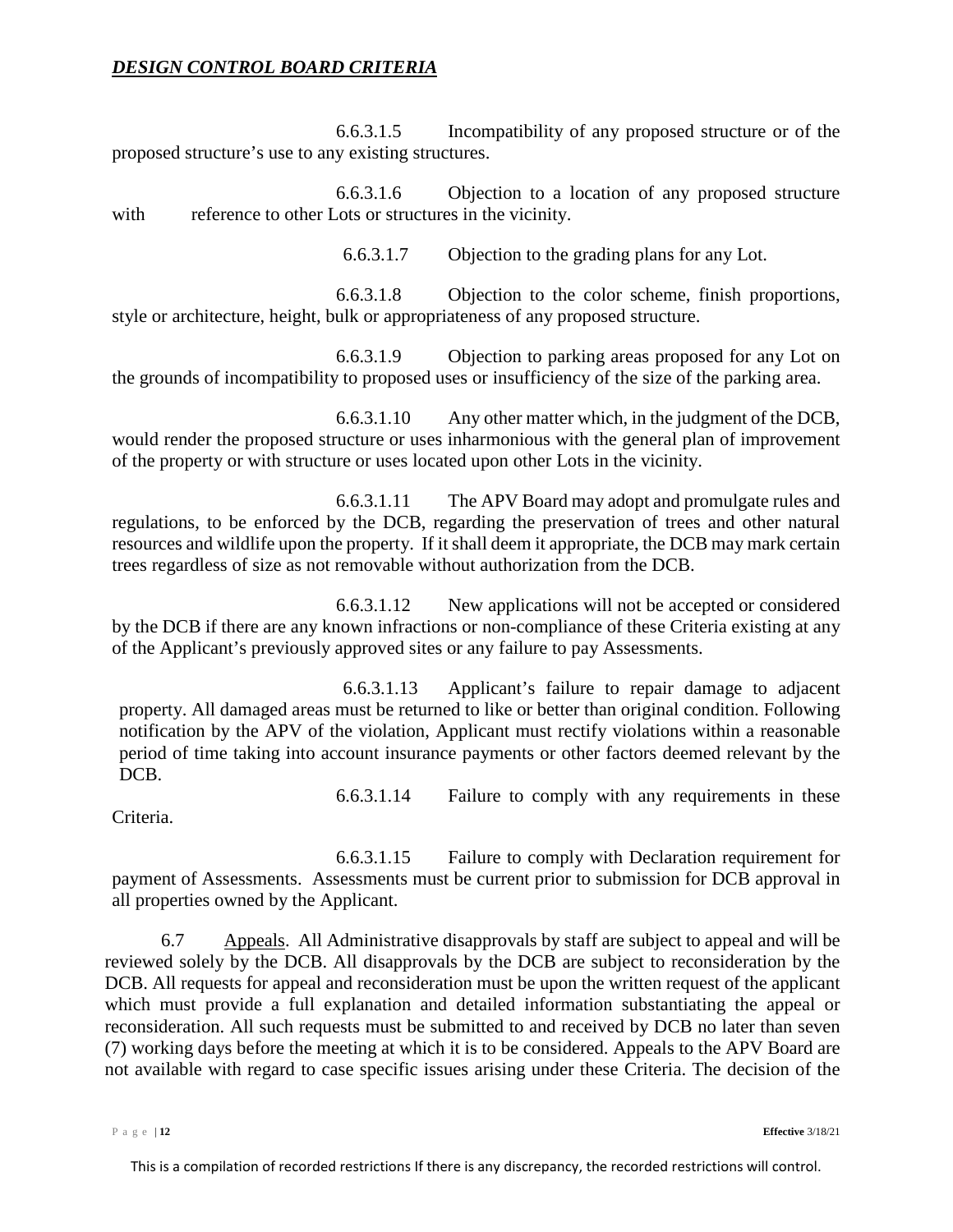6.6.3.1.5 Incompatibility of any proposed structure or of the proposed structure's use to any existing structures.

6.6.3.1.6 Objection to a location of any proposed structure with reference to other Lots or structures in the vicinity.

6.6.3.1.7 Objection to the grading plans for any Lot.

6.6.3.1.8 Objection to the color scheme, finish proportions, style or architecture, height, bulk or appropriateness of any proposed structure.

6.6.3.1.9 Objection to parking areas proposed for any Lot on the grounds of incompatibility to proposed uses or insufficiency of the size of the parking area.

6.6.3.1.10 Any other matter which, in the judgment of the DCB, would render the proposed structure or uses inharmonious with the general plan of improvement of the property or with structure or uses located upon other Lots in the vicinity.

6.6.3.1.11 The APV Board may adopt and promulgate rules and regulations, to be enforced by the DCB, regarding the preservation of trees and other natural resources and wildlife upon the property. If it shall deem it appropriate, the DCB may mark certain trees regardless of size as not removable without authorization from the DCB.

6.6.3.1.12 New applications will not be accepted or considered by the DCB if there are any known infractions or non-compliance of these Criteria existing at any of the Applicant's previously approved sites or any failure to pay Assessments.

6.6.3.1.13 Applicant's failure to repair damage to adjacent property. All damaged areas must be returned to like or better than original condition. Following notification by the APV of the violation, Applicant must rectify violations within a reasonable period of time taking into account insurance payments or other factors deemed relevant by the DCB.

6.6.3.1.14 Failure to comply with any requirements in these Criteria.

6.6.3.1.15 Failure to comply with Declaration requirement for payment of Assessments. Assessments must be current prior to submission for DCB approval in all properties owned by the Applicant.

6.7 Appeals. All Administrative disapprovals by staff are subject to appeal and will be reviewed solely by the DCB. All disapprovals by the DCB are subject to reconsideration by the DCB. All requests for appeal and reconsideration must be upon the written request of the applicant which must provide a full explanation and detailed information substantiating the appeal or reconsideration. All such requests must be submitted to and received by DCB no later than seven (7) working days before the meeting at which it is to be considered. Appeals to the APV Board are not available with regard to case specific issues arising under these Criteria. The decision of the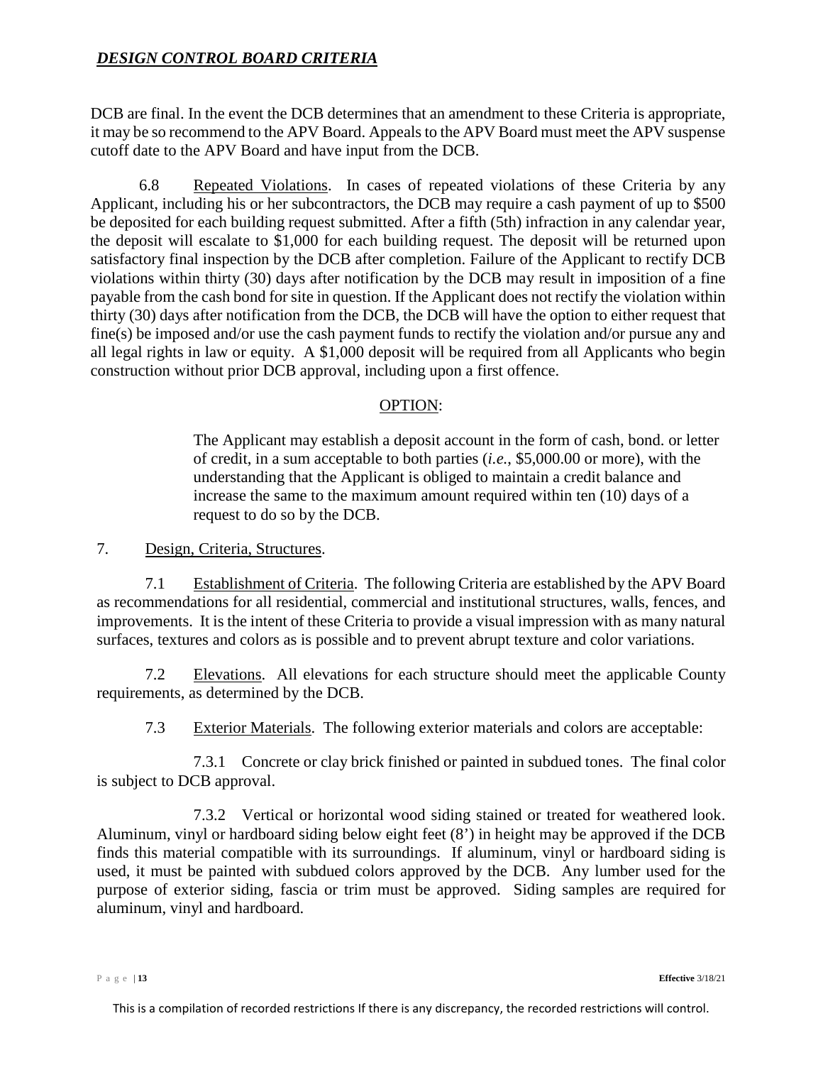DCB are final. In the event the DCB determines that an amendment to these Criteria is appropriate, it may be so recommend to the APV Board. Appeals to the APV Board must meet the APV suspense cutoff date to the APV Board and have input from the DCB.

6.8 Repeated Violations. In cases of repeated violations of these Criteria by any Applicant, including his or her subcontractors, the DCB may require a cash payment of up to $500 be deposited for each building request submitted. After a fifth (5th) infraction in any calendar year, the deposit will escalate to $1,000 for each building request. The deposit will be returned upon satisfactory final inspection by the DCB after completion. Failure of the Applicant to rectify DCB violations within thirty (30) days after notification by the DCB may result in imposition of a fine payable from the cash bond for site in question. If the Applicant does not rectify the violation within thirty (30) days after notification from the DCB, the DCB will have the option to either request that fine(s) be imposed and/or use the cash payment funds to rectify the violation and/or pursue any and all legal rights in law or equity. A $1,000 deposit will be required from all Applicants who begin construction without prior DCB approval, including upon a first offence.

OPTION:

> The Applicant may establish a deposit account in the form of cash, bond. or letter of credit, in a sum acceptable to both parties (*i.e.*, $5,000.00 or more), with the understanding that the Applicant is obliged to maintain a credit balance and increase the same to the maximum amount required within ten (10) days of a request to do so by the DCB.

7. Design, Criteria, Structures.

7.1 Establishment of Criteria. The following Criteria are established by the APV Board as recommendations for all residential, commercial and institutional structures, walls, fences, and improvements. It is the intent of these Criteria to provide a visual impression with as many natural surfaces, textures and colors as is possible and to prevent abrupt texture and color variations.

7.2 Elevations. All elevations for each structure should meet the applicable County requirements, as determined by the DCB.

7.3 Exterior Materials. The following exterior materials and colors are acceptable:

7.3.1 Concrete or clay brick finished or painted in subdued tones. The final color is subject to DCB approval.

7.3.2 Vertical or horizontal wood siding stained or treated for weathered look. Aluminum, vinyl or hardboard siding below eight feet (8') in height may be approved if the DCB finds this material compatible with its surroundings. If aluminum, vinyl or hardboard siding is used, it must be painted with subdued colors approved by the DCB. Any lumber used for the purpose of exterior siding, fascia or trim must be approved. Siding samples are required for aluminum, vinyl and hardboard.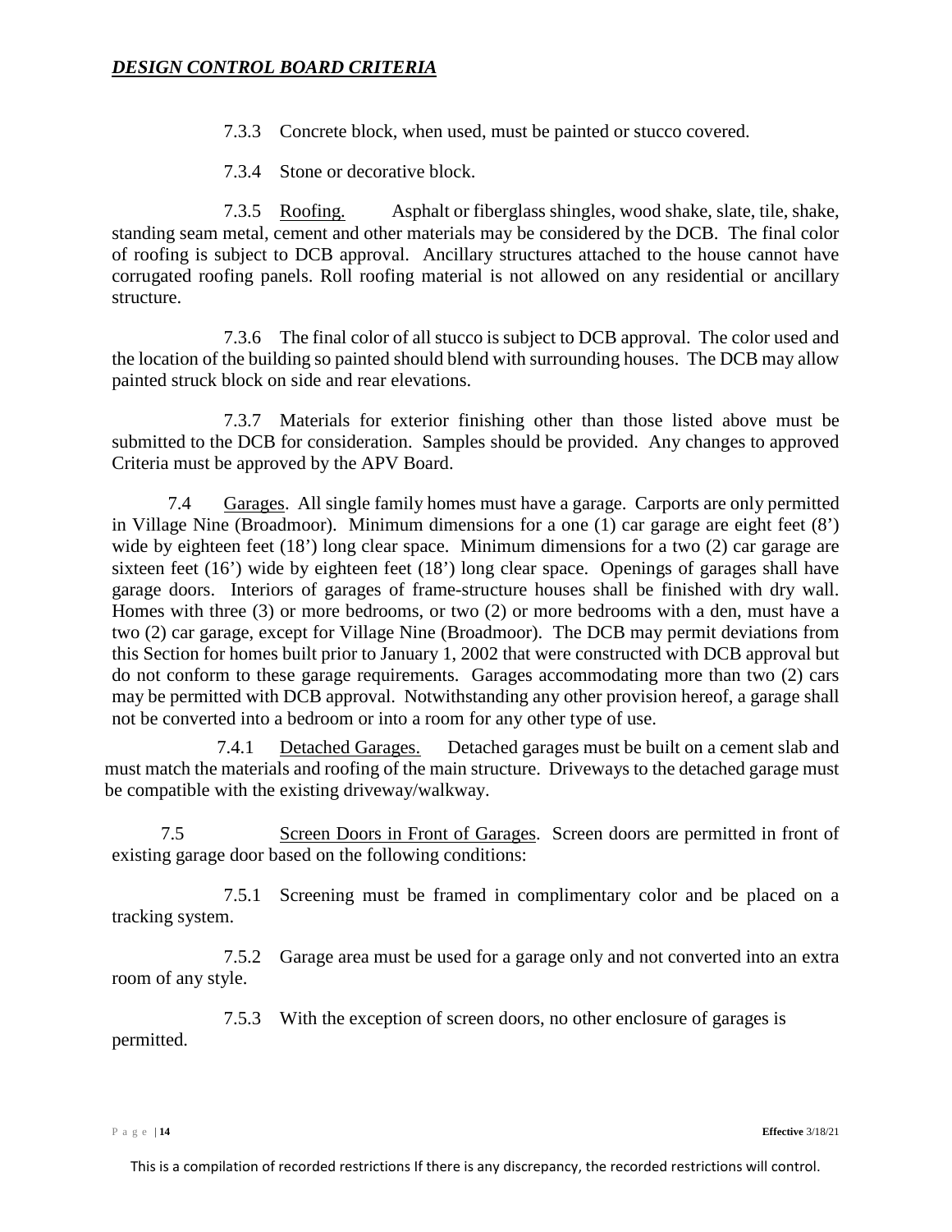7.3.3 Concrete block, when used, must be painted or stucco covered.

7.3.4 Stone or decorative block.

7.3.5 Roofing. Asphalt or fiberglass shingles, wood shake, slate, tile, shake, standing seam metal, cement and other materials may be considered by the DCB. The final color of roofing is subject to DCB approval. Ancillary structures attached to the house cannot have corrugated roofing panels. Roll roofing material is not allowed on any residential or ancillary structure.

7.3.6 The final color of all stucco is subject to DCB approval. The color used and the location of the building so painted should blend with surrounding houses. The DCB may allow painted struck block on side and rear elevations.

7.3.7 Materials for exterior finishing other than those listed above must be submitted to the DCB for consideration. Samples should be provided. Any changes to approved Criteria must be approved by the APV Board.

7.4 Garages. All single family homes must have a garage. Carports are only permitted in Village Nine (Broadmoor). Minimum dimensions for a one (1) car garage are eight feet (8') wide by eighteen feet (18') long clear space. Minimum dimensions for a two (2) car garage are sixteen feet (16') wide by eighteen feet (18') long clear space. Openings of garages shall have garage doors. Interiors of garages of frame-structure houses shall be finished with dry wall. Homes with three (3) or more bedrooms, or two (2) or more bedrooms with a den, must have a two (2) car garage, except for Village Nine (Broadmoor). The DCB may permit deviations from this Section for homes built prior to January 1, 2002 that were constructed with DCB approval but do not conform to these garage requirements. Garages accommodating more than two (2) cars may be permitted with DCB approval. Notwithstanding any other provision hereof, a garage shall not be converted into a bedroom or into a room for any other type of use.

7.4.1 Detached Garages. Detached garages must be built on a cement slab and must match the materials and roofing of the main structure. Driveways to the detached garage must be compatible with the existing driveway/walkway.

7.5 Screen Doors in Front of Garages. Screen doors are permitted in front of existing garage door based on the following conditions:

7.5.1 Screening must be framed in complimentary color and be placed on a tracking system.

7.5.2 Garage area must be used for a garage only and not converted into an extra room of any style.

7.5.3 With the exception of screen doors, no other enclosure of garages is permitted.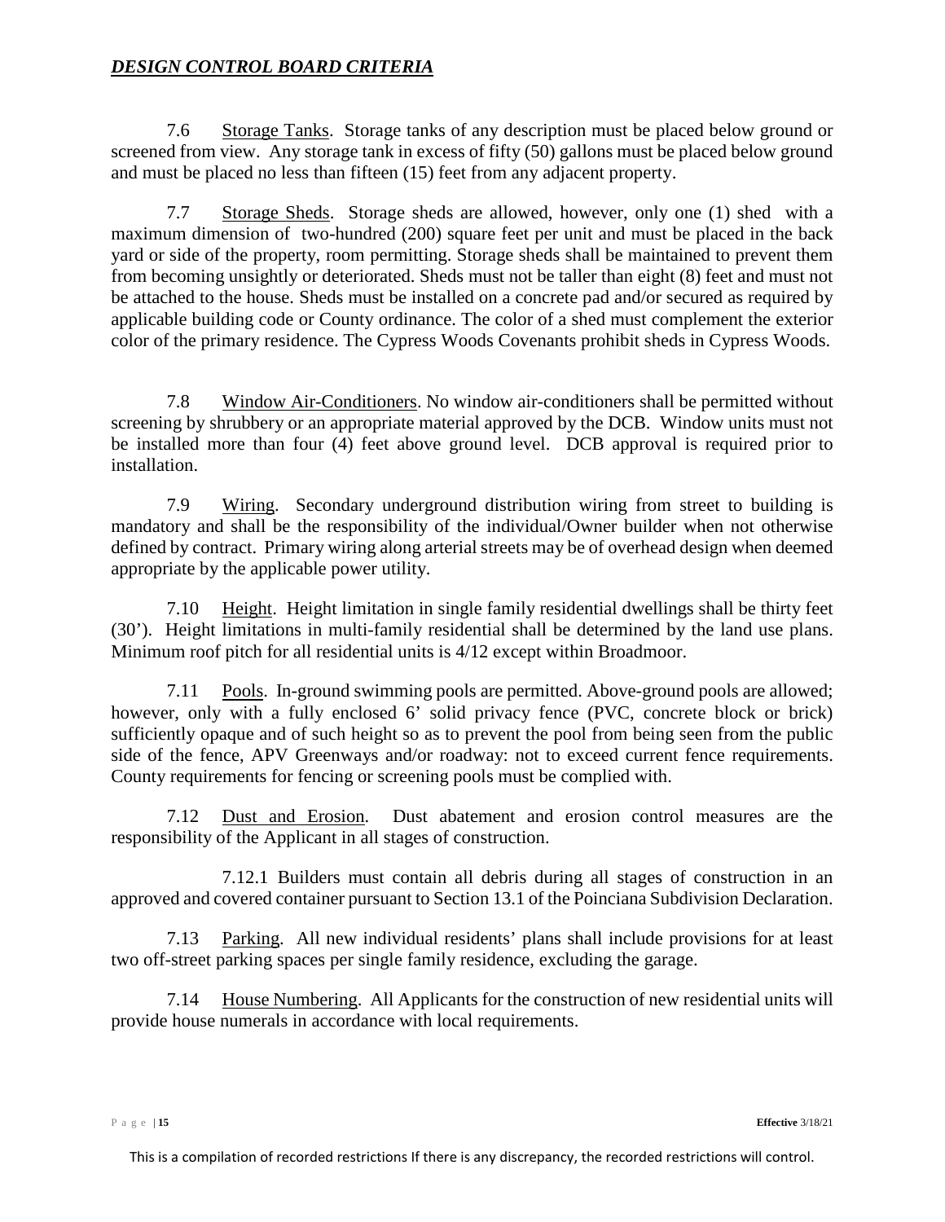***DESIGN CONTROL BOARD CRITERIA***

7.6 Storage Tanks. Storage tanks of any description must be placed below ground or screened from view. Any storage tank in excess of fifty (50) gallons must be placed below ground and must be placed no less than fifteen (15) feet from any adjacent property.

7.7 Storage Sheds. Storage sheds are allowed, however, only one (1) shed with a maximum dimension of two-hundred (200) square feet per unit and must be placed in the back yard or side of the property, room permitting. Storage sheds shall be maintained to prevent them from becoming unsightly or deteriorated. Sheds must not be taller than eight (8) feet and must not be attached to the house. Sheds must be installed on a concrete pad and/or secured as required by applicable building code or County ordinance. The color of a shed must complement the exterior color of the primary residence. The Cypress Woods Covenants prohibit sheds in Cypress Woods.

7.8 Window Air-Conditioners. No window air-conditioners shall be permitted without screening by shrubbery or an appropriate material approved by the DCB. Window units must not be installed more than four (4) feet above ground level. DCB approval is required prior to installation.

7.9 Wiring. Secondary underground distribution wiring from street to building is mandatory and shall be the responsibility of the individual/Owner builder when not otherwise defined by contract. Primary wiring along arterial streets may be of overhead design when deemed appropriate by the applicable power utility.

7.10 Height. Height limitation in single family residential dwellings shall be thirty feet (30'). Height limitations in multi-family residential shall be determined by the land use plans. Minimum roof pitch for all residential units is 4/12 except within Broadmoor.

7.11 Pools. In-ground swimming pools are permitted. Above-ground pools are allowed; however, only with a fully enclosed 6' solid privacy fence (PVC, concrete block or brick) sufficiently opaque and of such height so as to prevent the pool from being seen from the public side of the fence, APV Greenways and/or roadway: not to exceed current fence requirements. County requirements for fencing or screening pools must be complied with.

7.12 Dust and Erosion. Dust abatement and erosion control measures are the responsibility of the Applicant in all stages of construction.

7.12.1 Builders must contain all debris during all stages of construction in an approved and covered container pursuant to Section 13.1 of the Poinciana Subdivision Declaration.

7.13 Parking. All new individual residents' plans shall include provisions for at least two off-street parking spaces per single family residence, excluding the garage.

7.14 House Numbering. All Applicants for the construction of new residential units will provide house numerals in accordance with local requirements.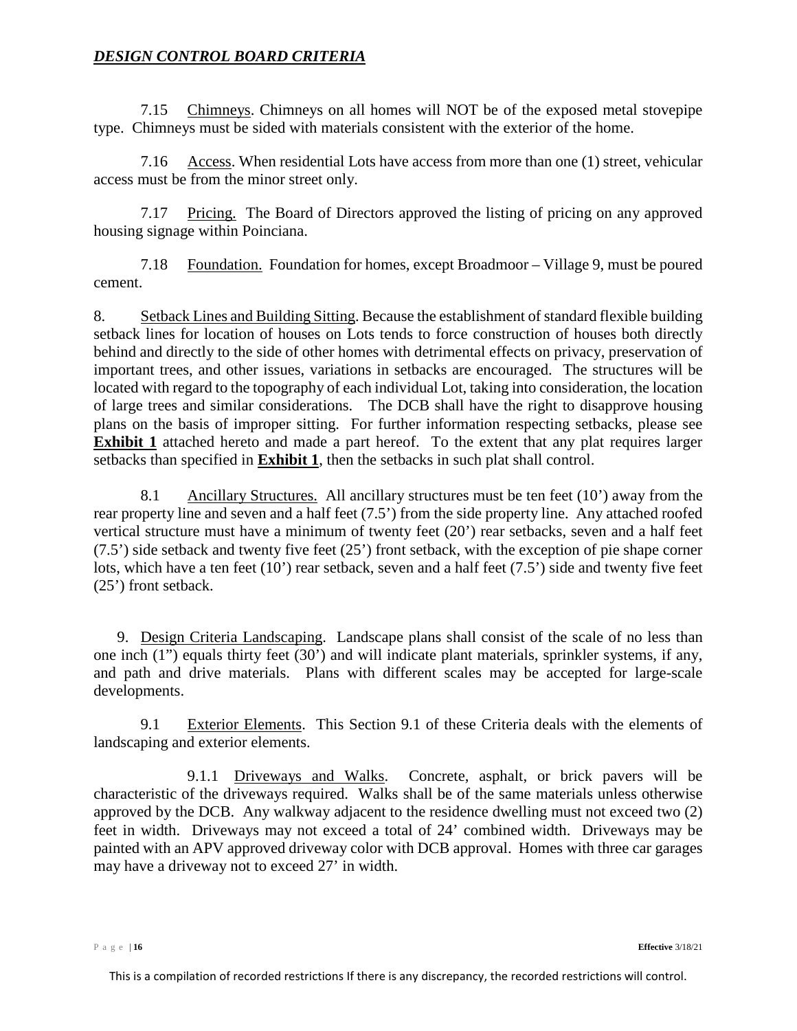7.15 Chimneys. Chimneys on all homes will NOT be of the exposed metal stovepipe type. Chimneys must be sided with materials consistent with the exterior of the home.

7.16 Access. When residential Lots have access from more than one (1) street, vehicular access must be from the minor street only.

7.17 Pricing. The Board of Directors approved the listing of pricing on any approved housing signage within Poinciana.

7.18 Foundation. Foundation for homes, except Broadmoor – Village 9, must be poured cement.

8. Setback Lines and Building Sitting. Because the establishment of standard flexible building setback lines for location of houses on Lots tends to force construction of houses both directly behind and directly to the side of other homes with detrimental effects on privacy, preservation of important trees, and other issues, variations in setbacks are encouraged. The structures will be located with regard to the topography of each individual Lot, taking into consideration, the location of large trees and similar considerations. The DCB shall have the right to disapprove housing plans on the basis of improper sitting. For further information respecting setbacks, please see **Exhibit 1** attached hereto and made a part hereof. To the extent that any plat requires larger setbacks than specified in **Exhibit 1**, then the setbacks in such plat shall control.

8.1 Ancillary Structures. All ancillary structures must be ten feet (10') away from the rear property line and seven and a half feet (7.5') from the side property line. Any attached roofed vertical structure must have a minimum of twenty feet (20') rear setbacks, seven and a half feet (7.5') side setback and twenty five feet (25') front setback, with the exception of pie shape corner lots, which have a ten feet (10') rear setback, seven and a half feet (7.5') side and twenty five feet (25') front setback.

9. Design Criteria Landscaping. Landscape plans shall consist of the scale of no less than one inch (1") equals thirty feet (30') and will indicate plant materials, sprinkler systems, if any, and path and drive materials. Plans with different scales may be accepted for large-scale developments.

9.1 Exterior Elements. This Section 9.1 of these Criteria deals with the elements of landscaping and exterior elements.

9.1.1 Driveways and Walks. Concrete, asphalt, or brick pavers will be characteristic of the driveways required. Walks shall be of the same materials unless otherwise approved by the DCB. Any walkway adjacent to the residence dwelling must not exceed two (2) feet in width. Driveways may not exceed a total of 24' combined width. Driveways may be painted with an APV approved driveway color with DCB approval. Homes with three car garages may have a driveway not to exceed 27' in width.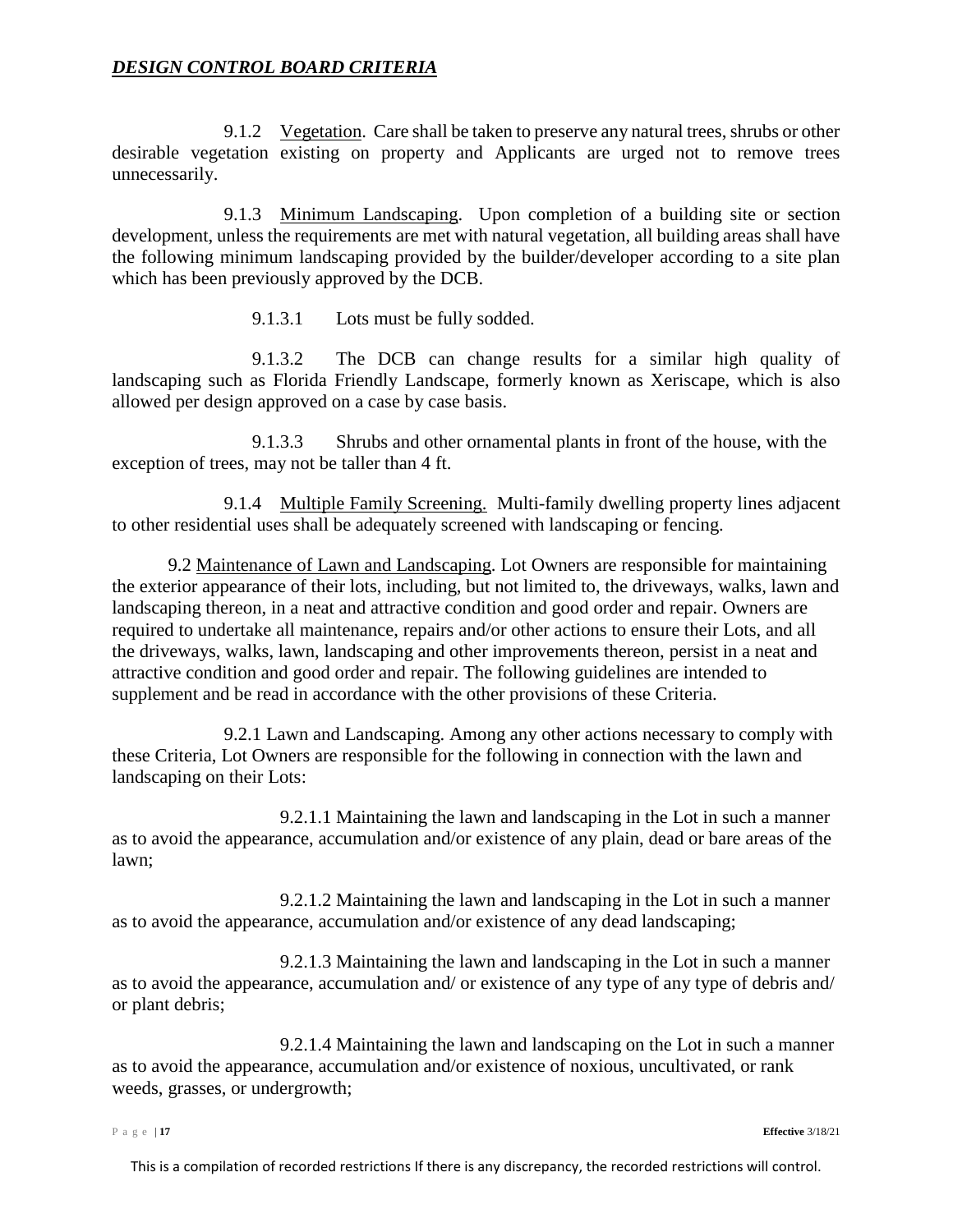9.1.2 Vegetation. Care shall be taken to preserve any natural trees, shrubs or other desirable vegetation existing on property and Applicants are urged not to remove trees unnecessarily.

9.1.3 Minimum Landscaping. Upon completion of a building site or section development, unless the requirements are met with natural vegetation, all building areas shall have the following minimum landscaping provided by the builder/developer according to a site plan which has been previously approved by the DCB.

9.1.3.1 Lots must be fully sodded.

9.1.3.2 The DCB can change results for a similar high quality of landscaping such as Florida Friendly Landscape, formerly known as Xeriscape, which is also allowed per design approved on a case by case basis.

9.1.3.3 Shrubs and other ornamental plants in front of the house, with the exception of trees, may not be taller than 4 ft.

9.1.4 Multiple Family Screening. Multi-family dwelling property lines adjacent to other residential uses shall be adequately screened with landscaping or fencing.

9.2 Maintenance of Lawn and Landscaping. Lot Owners are responsible for maintaining the exterior appearance of their lots, including, but not limited to, the driveways, walks, lawn and landscaping thereon, in a neat and attractive condition and good order and repair. Owners are required to undertake all maintenance, repairs and/or other actions to ensure their Lots, and all the driveways, walks, lawn, landscaping and other improvements thereon, persist in a neat and attractive condition and good order and repair. The following guidelines are intended to supplement and be read in accordance with the other provisions of these Criteria.

9.2.1 Lawn and Landscaping. Among any other actions necessary to comply with these Criteria, Lot Owners are responsible for the following in connection with the lawn and landscaping on their Lots:

9.2.1.1 Maintaining the lawn and landscaping in the Lot in such a manner as to avoid the appearance, accumulation and/or existence of any plain, dead or bare areas of the lawn;

9.2.1.2 Maintaining the lawn and landscaping in the Lot in such a manner as to avoid the appearance, accumulation and/or existence of any dead landscaping;

9.2.1.3 Maintaining the lawn and landscaping in the Lot in such a manner as to avoid the appearance, accumulation and/ or existence of any type of any type of debris and/ or plant debris;

9.2.1.4 Maintaining the lawn and landscaping on the Lot in such a manner as to avoid the appearance, accumulation and/or existence of noxious, uncultivated, or rank weeds, grasses, or undergrowth;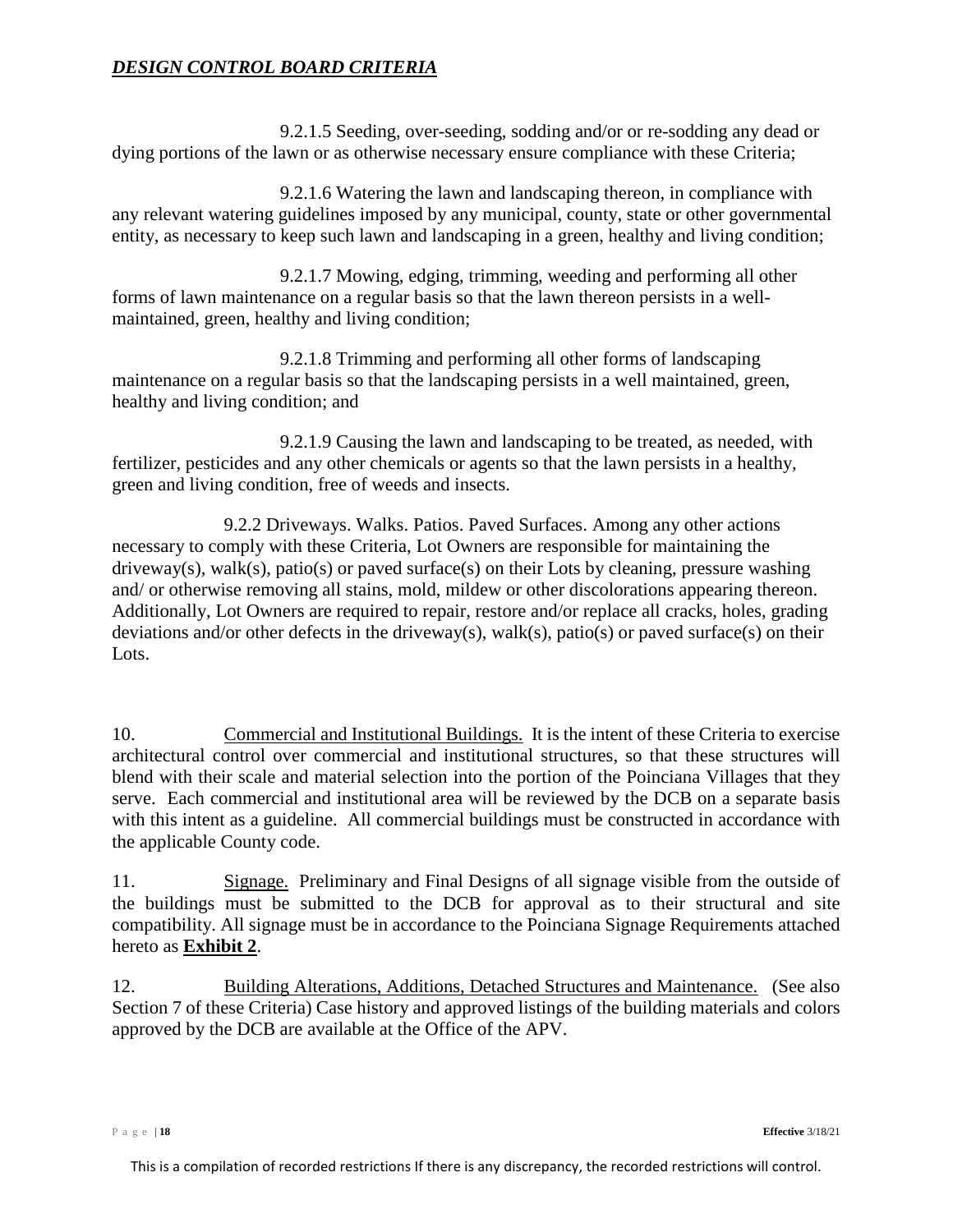9.2.1.5 Seeding, over-seeding, sodding and/or or re-sodding any dead or dying portions of the lawn or as otherwise necessary ensure compliance with these Criteria;

9.2.1.6 Watering the lawn and landscaping thereon, in compliance with any relevant watering guidelines imposed by any municipal, county, state or other governmental entity, as necessary to keep such lawn and landscaping in a green, healthy and living condition;

9.2.1.7 Mowing, edging, trimming, weeding and performing all other forms of lawn maintenance on a regular basis so that the lawn thereon persists in a well-maintained, green, healthy and living condition;

9.2.1.8 Trimming and performing all other forms of landscaping maintenance on a regular basis so that the landscaping persists in a well maintained, green, healthy and living condition; and

9.2.1.9 Causing the lawn and landscaping to be treated, as needed, with fertilizer, pesticides and any other chemicals or agents so that the lawn persists in a healthy, green and living condition, free of weeds and insects.

9.2.2 Driveways. Walks. Patios. Paved Surfaces. Among any other actions necessary to comply with these Criteria, Lot Owners are responsible for maintaining the driveway(s), walk(s), patio(s) or paved surface(s) on their Lots by cleaning, pressure washing and/ or otherwise removing all stains, mold, mildew or other discolorations appearing thereon. Additionally, Lot Owners are required to repair, restore and/or replace all cracks, holes, grading deviations and/or other defects in the driveway(s), walk(s), patio(s) or paved surface(s) on their Lots.

10. Commercial and Institutional Buildings. It is the intent of these Criteria to exercise architectural control over commercial and institutional structures, so that these structures will blend with their scale and material selection into the portion of the Poinciana Villages that they serve. Each commercial and institutional area will be reviewed by the DCB on a separate basis with this intent as a guideline. All commercial buildings must be constructed in accordance with the applicable County code.

11. Signage. Preliminary and Final Designs of all signage visible from the outside of the buildings must be submitted to the DCB for approval as to their structural and site compatibility. All signage must be in accordance to the Poinciana Signage Requirements attached hereto as **Exhibit 2**.

12. Building Alterations, Additions, Detached Structures and Maintenance. (See also Section 7 of these Criteria) Case history and approved listings of the building materials and colors approved by the DCB are available at the Office of the APV.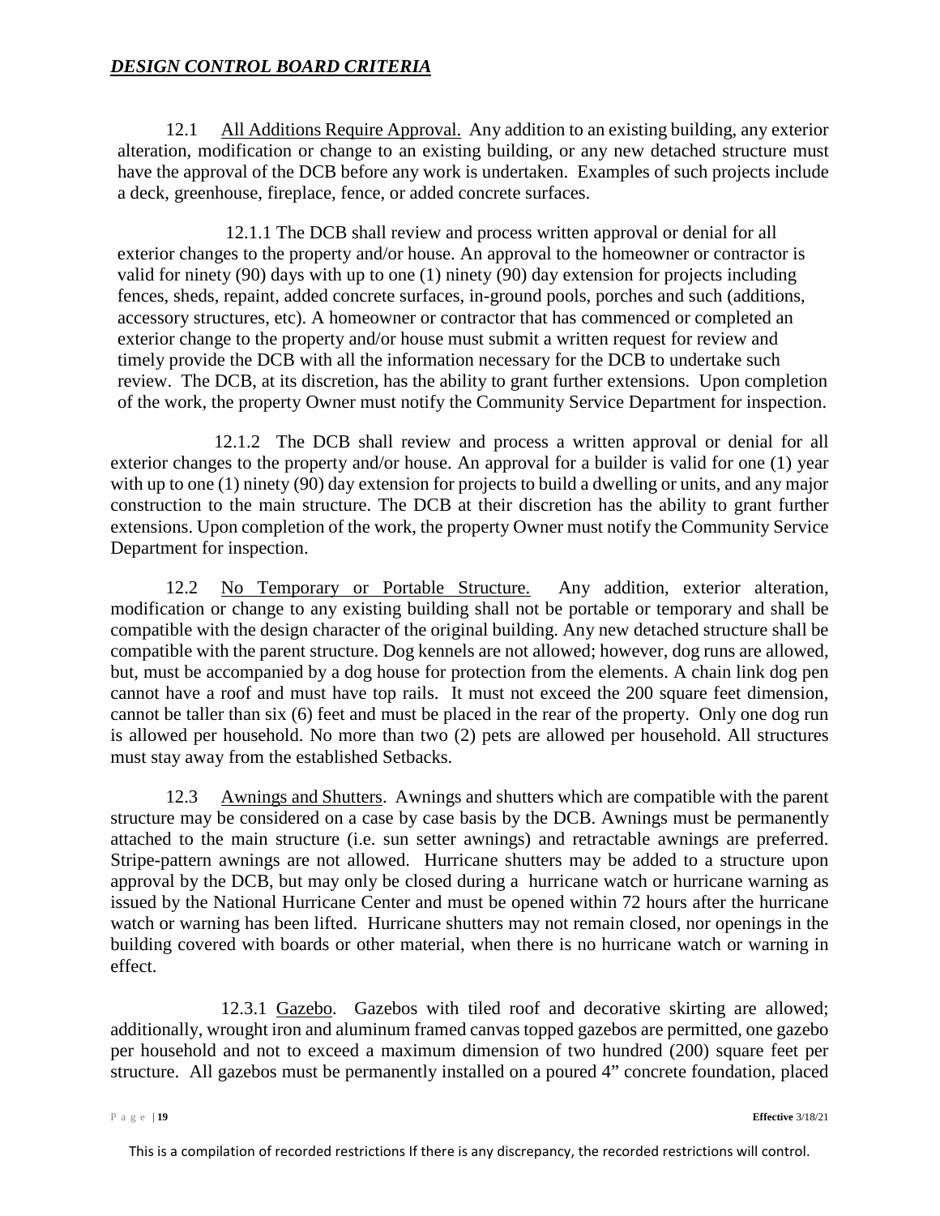## ***DESIGN CONTROL BOARD CRITERIA***

12.1 All Additions Require Approval. Any addition to an existing building, any exterior alteration, modification or change to an existing building, or any new detached structure must have the approval of the DCB before any work is undertaken. Examples of such projects include a deck, greenhouse, fireplace, fence, or added concrete surfaces.

12.1.1 The DCB shall review and process written approval or denial for all exterior changes to the property and/or house. An approval to the homeowner or contractor is valid for ninety (90) days with up to one (1) ninety (90) day extension for projects including fences, sheds, repaint, added concrete surfaces, in-ground pools, porches and such (additions, accessory structures, etc). A homeowner or contractor that has commenced or completed an exterior change to the property and/or house must submit a written request for review and timely provide the DCB with all the information necessary for the DCB to undertake such review. The DCB, at its discretion, has the ability to grant further extensions. Upon completion of the work, the property Owner must notify the Community Service Department for inspection.

12.1.2 The DCB shall review and process a written approval or denial for all exterior changes to the property and/or house. An approval for a builder is valid for one (1) year with up to one (1) ninety (90) day extension for projects to build a dwelling or units, and any major construction to the main structure. The DCB at their discretion has the ability to grant further extensions. Upon completion of the work, the property Owner must notify the Community Service Department for inspection.

12.2 No Temporary or Portable Structure. Any addition, exterior alteration, modification or change to any existing building shall not be portable or temporary and shall be compatible with the design character of the original building. Any new detached structure shall be compatible with the parent structure. Dog kennels are not allowed; however, dog runs are allowed, but, must be accompanied by a dog house for protection from the elements. A chain link dog pen cannot have a roof and must have top rails. It must not exceed the 200 square feet dimension, cannot be taller than six (6) feet and must be placed in the rear of the property. Only one dog run is allowed per household. No more than two (2) pets are allowed per household. All structures must stay away from the established Setbacks.

12.3 Awnings and Shutters. Awnings and shutters which are compatible with the parent structure may be considered on a case by case basis by the DCB. Awnings must be permanently attached to the main structure (i.e. sun setter awnings) and retractable awnings are preferred. Stripe-pattern awnings are not allowed. Hurricane shutters may be added to a structure upon approval by the DCB, but may only be closed during a hurricane watch or hurricane warning as issued by the National Hurricane Center and must be opened within 72 hours after the hurricane watch or warning has been lifted. Hurricane shutters may not remain closed, nor openings in the building covered with boards or other material, when there is no hurricane watch or warning in effect.

12.3.1 Gazebo. Gazebos with tiled roof and decorative skirting are allowed; additionally, wrought iron and aluminum framed canvas topped gazebos are permitted, one gazebo per household and not to exceed a maximum dimension of two hundred (200) square feet per structure. All gazebos must be permanently installed on a poured 4" concrete foundation, placed

This is a compilation of recorded restrictions If there is any discrepancy, the recorded restrictions will control.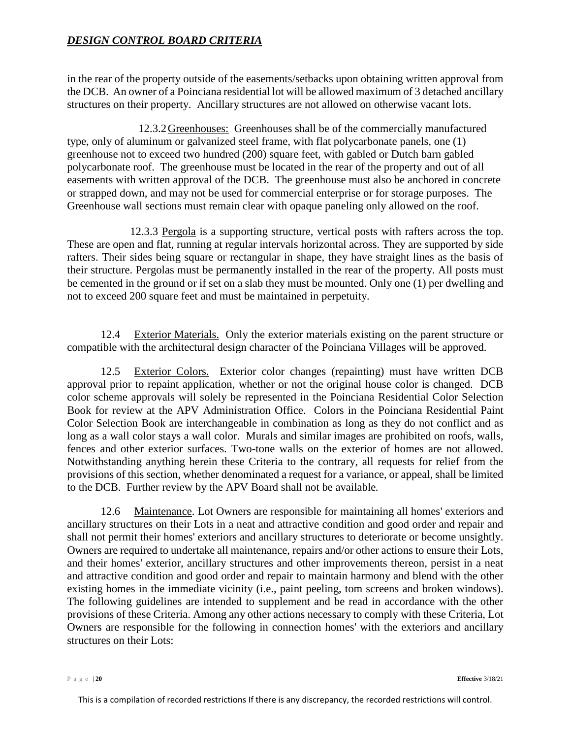in the rear of the property outside of the easements/setbacks upon obtaining written approval from the DCB. An owner of a Poinciana residential lot will be allowed maximum of 3 detached ancillary structures on their property. Ancillary structures are not allowed on otherwise vacant lots.

12.3.2 Greenhouses: Greenhouses shall be of the commercially manufactured type, only of aluminum or galvanized steel frame, with flat polycarbonate panels, one (1) greenhouse not to exceed two hundred (200) square feet, with gabled or Dutch barn gabled polycarbonate roof. The greenhouse must be located in the rear of the property and out of all easements with written approval of the DCB. The greenhouse must also be anchored in concrete or strapped down, and may not be used for commercial enterprise or for storage purposes. The Greenhouse wall sections must remain clear with opaque paneling only allowed on the roof.

12.3.3 Pergola is a supporting structure, vertical posts with rafters across the top. These are open and flat, running at regular intervals horizontal across. They are supported by side rafters. Their sides being square or rectangular in shape, they have straight lines as the basis of their structure. Pergolas must be permanently installed in the rear of the property. All posts must be cemented in the ground or if set on a slab they must be mounted. Only one (1) per dwelling and not to exceed 200 square feet and must be maintained in perpetuity.

12.4 Exterior Materials. Only the exterior materials existing on the parent structure or compatible with the architectural design character of the Poinciana Villages will be approved.

12.5 Exterior Colors. Exterior color changes (repainting) must have written DCB approval prior to repaint application, whether or not the original house color is changed. DCB color scheme approvals will solely be represented in the Poinciana Residential Color Selection Book for review at the APV Administration Office. Colors in the Poinciana Residential Paint Color Selection Book are interchangeable in combination as long as they do not conflict and as long as a wall color stays a wall color. Murals and similar images are prohibited on roofs, walls, fences and other exterior surfaces. Two-tone walls on the exterior of homes are not allowed. Notwithstanding anything herein these Criteria to the contrary, all requests for relief from the provisions of this section, whether denominated a request for a variance, or appeal, shall be limited to the DCB. Further review by the APV Board shall not be available.

12.6 Maintenance. Lot Owners are responsible for maintaining all homes' exteriors and ancillary structures on their Lots in a neat and attractive condition and good order and repair and shall not permit their homes' exteriors and ancillary structures to deteriorate or become unsightly. Owners are required to undertake all maintenance, repairs and/or other actions to ensure their Lots, and their homes' exterior, ancillary structures and other improvements thereon, persist in a neat and attractive condition and good order and repair to maintain harmony and blend with the other existing homes in the immediate vicinity (i.e., paint peeling, tom screens and broken windows). The following guidelines are intended to supplement and be read in accordance with the other provisions of these Criteria. Among any other actions necessary to comply with these Criteria, Lot Owners are responsible for the following in connection homes' with the exteriors and ancillary structures on their Lots: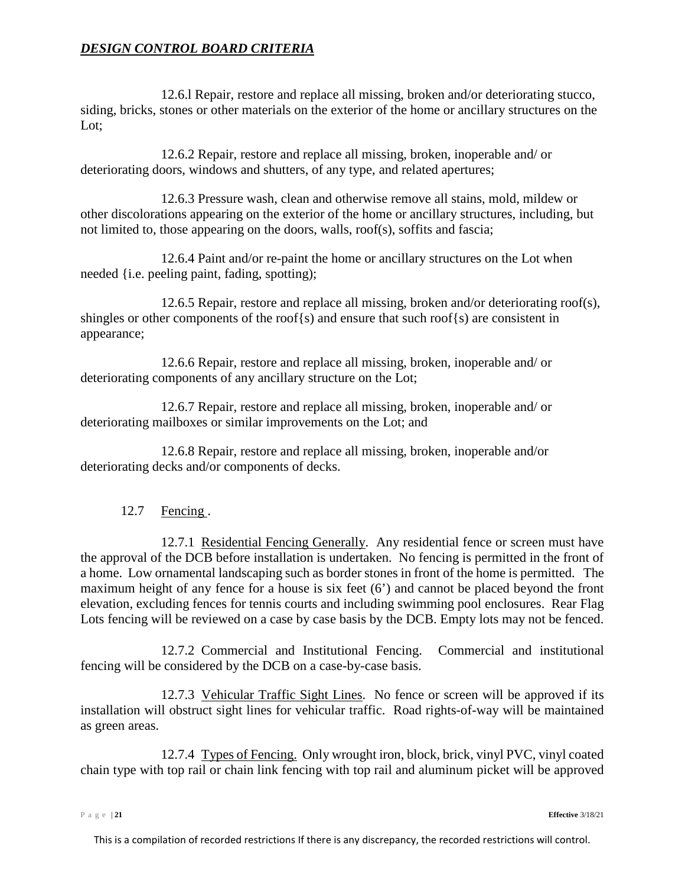12.6.l Repair, restore and replace all missing, broken and/or deteriorating stucco, siding, bricks, stones or other materials on the exterior of the home or ancillary structures on the Lot;

12.6.2 Repair, restore and replace all missing, broken, inoperable and/ or deteriorating doors, windows and shutters, of any type, and related apertures;

12.6.3 Pressure wash, clean and otherwise remove all stains, mold, mildew or other discolorations appearing on the exterior of the home or ancillary structures, including, but not limited to, those appearing on the doors, walls, roof(s), soffits and fascia;

12.6.4 Paint and/or re-paint the home or ancillary structures on the Lot when needed {i.e. peeling paint, fading, spotting);

12.6.5 Repair, restore and replace all missing, broken and/or deteriorating roof(s), shingles or other components of the roof{s) and ensure that such roof{s) are consistent in appearance;

12.6.6 Repair, restore and replace all missing, broken, inoperable and/ or deteriorating components of any ancillary structure on the Lot;

12.6.7 Repair, restore and replace all missing, broken, inoperable and/ or deteriorating mailboxes or similar improvements on the Lot; and

12.6.8 Repair, restore and replace all missing, broken, inoperable and/or deteriorating decks and/or components of decks.

12.7 Fencing .

12.7.1 Residential Fencing Generally. Any residential fence or screen must have the approval of the DCB before installation is undertaken. No fencing is permitted in the front of a home. Low ornamental landscaping such as border stones in front of the home is permitted. The maximum height of any fence for a house is six feet (6') and cannot be placed beyond the front elevation, excluding fences for tennis courts and including swimming pool enclosures. Rear Flag Lots fencing will be reviewed on a case by case basis by the DCB. Empty lots may not be fenced.

12.7.2 Commercial and Institutional Fencing. Commercial and institutional fencing will be considered by the DCB on a case-by-case basis.

12.7.3 Vehicular Traffic Sight Lines. No fence or screen will be approved if its installation will obstruct sight lines for vehicular traffic. Road rights-of-way will be maintained as green areas.

12.7.4 Types of Fencing. Only wrought iron, block, brick, vinyl PVC, vinyl coated chain type with top rail or chain link fencing with top rail and aluminum picket will be approved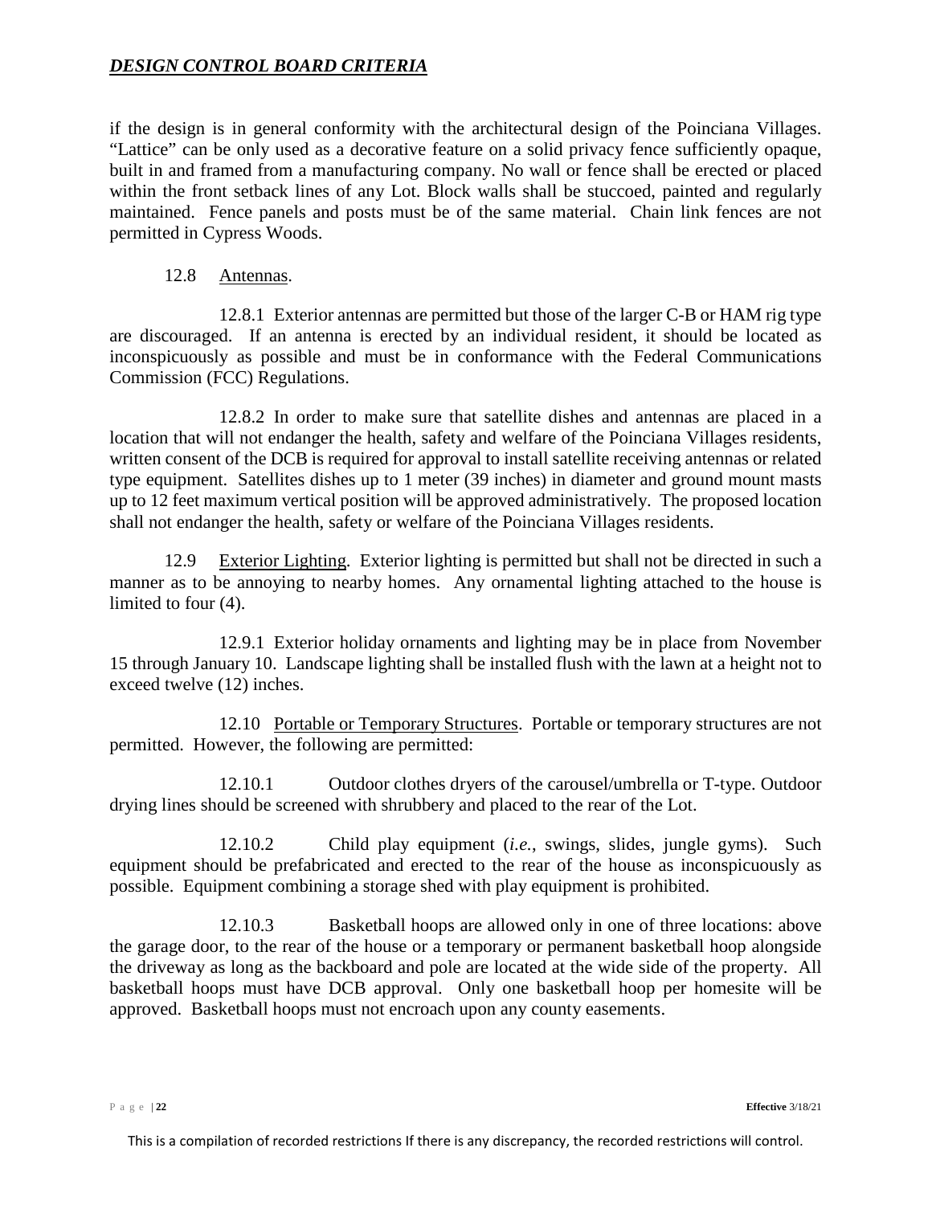if the design is in general conformity with the architectural design of the Poinciana Villages. "Lattice" can be only used as a decorative feature on a solid privacy fence sufficiently opaque, built in and framed from a manufacturing company. No wall or fence shall be erected or placed within the front setback lines of any Lot. Block walls shall be stuccoed, painted and regularly maintained. Fence panels and posts must be of the same material. Chain link fences are not permitted in Cypress Woods.

12.8 Antennas.

12.8.1 Exterior antennas are permitted but those of the larger C-B or HAM rig type are discouraged. If an antenna is erected by an individual resident, it should be located as inconspicuously as possible and must be in conformance with the Federal Communications Commission (FCC) Regulations.

12.8.2 In order to make sure that satellite dishes and antennas are placed in a location that will not endanger the health, safety and welfare of the Poinciana Villages residents, written consent of the DCB is required for approval to install satellite receiving antennas or related type equipment. Satellites dishes up to 1 meter (39 inches) in diameter and ground mount masts up to 12 feet maximum vertical position will be approved administratively. The proposed location shall not endanger the health, safety or welfare of the Poinciana Villages residents.

12.9 Exterior Lighting. Exterior lighting is permitted but shall not be directed in such a manner as to be annoying to nearby homes. Any ornamental lighting attached to the house is limited to four (4).

12.9.1 Exterior holiday ornaments and lighting may be in place from November 15 through January 10. Landscape lighting shall be installed flush with the lawn at a height not to exceed twelve (12) inches.

12.10 Portable or Temporary Structures. Portable or temporary structures are not permitted. However, the following are permitted:

12.10.1 Outdoor clothes dryers of the carousel/umbrella or T-type. Outdoor drying lines should be screened with shrubbery and placed to the rear of the Lot.

12.10.2 Child play equipment (*i.e.*, swings, slides, jungle gyms). Such equipment should be prefabricated and erected to the rear of the house as inconspicuously as possible. Equipment combining a storage shed with play equipment is prohibited.

12.10.3 Basketball hoops are allowed only in one of three locations: above the garage door, to the rear of the house or a temporary or permanent basketball hoop alongside the driveway as long as the backboard and pole are located at the wide side of the property. All basketball hoops must have DCB approval. Only one basketball hoop per homesite will be approved. Basketball hoops must not encroach upon any county easements.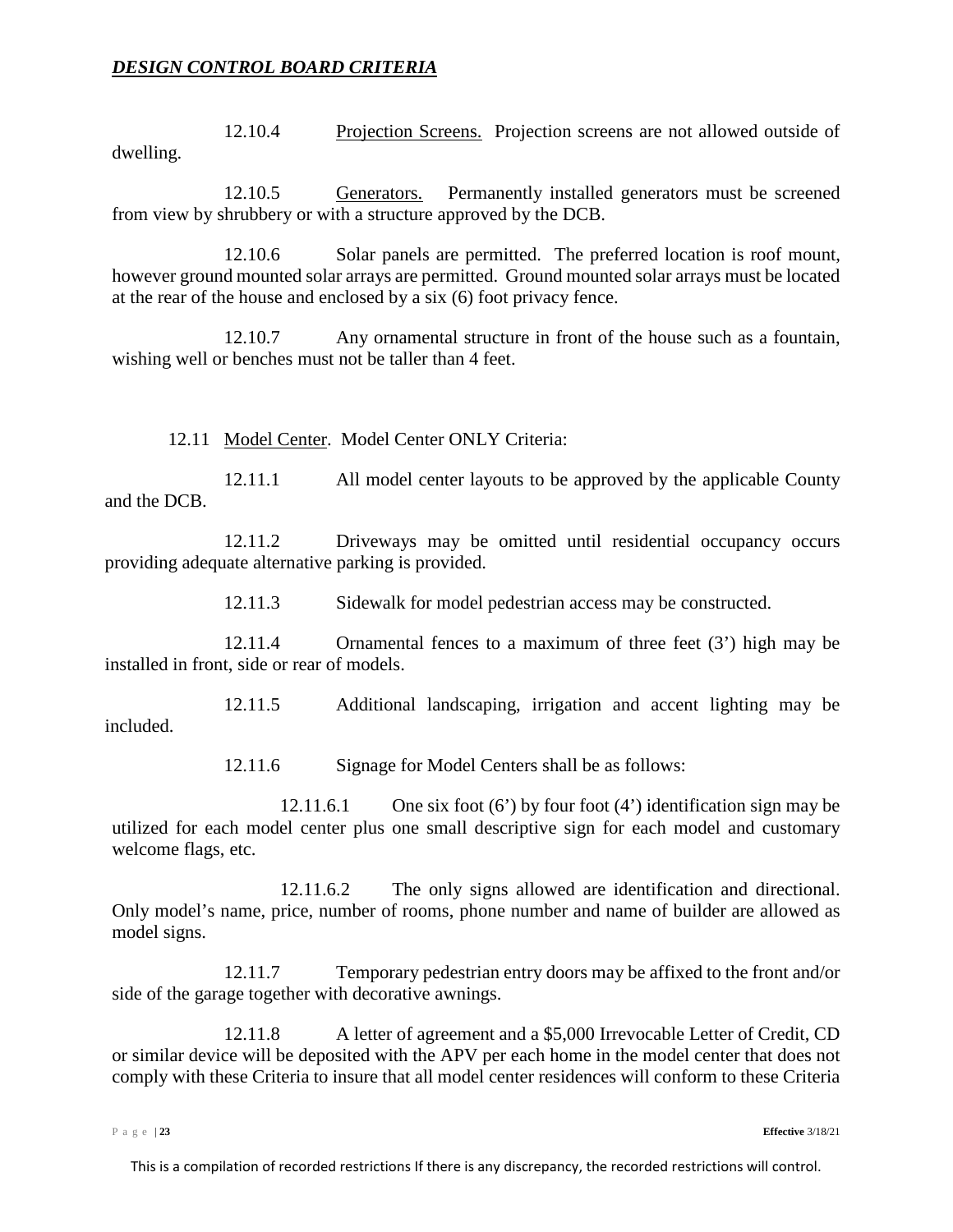12.10.4 Projection Screens. Projection screens are not allowed outside of dwelling.

12.10.5 Generators. Permanently installed generators must be screened from view by shrubbery or with a structure approved by the DCB.

12.10.6 Solar panels are permitted. The preferred location is roof mount, however ground mounted solar arrays are permitted. Ground mounted solar arrays must be located at the rear of the house and enclosed by a six (6) foot privacy fence.

12.10.7 Any ornamental structure in front of the house such as a fountain, wishing well or benches must not be taller than 4 feet.

12.11 Model Center. Model Center ONLY Criteria:

12.11.1 All model center layouts to be approved by the applicable County and the DCB.

12.11.2 Driveways may be omitted until residential occupancy occurs providing adequate alternative parking is provided.

12.11.3 Sidewalk for model pedestrian access may be constructed.

12.11.4 Ornamental fences to a maximum of three feet (3') high may be installed in front, side or rear of models.

12.11.5 Additional landscaping, irrigation and accent lighting may be included.

12.11.6 Signage for Model Centers shall be as follows:

12.11.6.1 One six foot (6') by four foot (4') identification sign may be utilized for each model center plus one small descriptive sign for each model and customary welcome flags, etc.

12.11.6.2 The only signs allowed are identification and directional. Only model's name, price, number of rooms, phone number and name of builder are allowed as model signs.

12.11.7 Temporary pedestrian entry doors may be affixed to the front and/or side of the garage together with decorative awnings.

12.11.8 A letter of agreement and a $5,000 Irrevocable Letter of Credit, CD or similar device will be deposited with the APV per each home in the model center that does not comply with these Criteria to insure that all model center residences will conform to these Criteria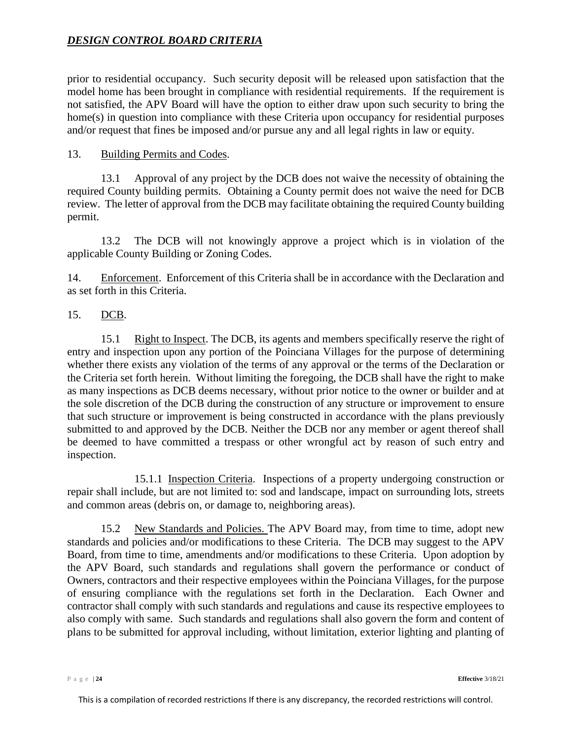prior to residential occupancy. Such security deposit will be released upon satisfaction that the model home has been brought in compliance with residential requirements. If the requirement is not satisfied, the APV Board will have the option to either draw upon such security to bring the home(s) in question into compliance with these Criteria upon occupancy for residential purposes and/or request that fines be imposed and/or pursue any and all legal rights in law or equity.

13. Building Permits and Codes.

13.1 Approval of any project by the DCB does not waive the necessity of obtaining the required County building permits. Obtaining a County permit does not waive the need for DCB review. The letter of approval from the DCB may facilitate obtaining the required County building permit.

13.2 The DCB will not knowingly approve a project which is in violation of the applicable County Building or Zoning Codes.

14. Enforcement. Enforcement of this Criteria shall be in accordance with the Declaration and as set forth in this Criteria.

15. DCB.

15.1 Right to Inspect. The DCB, its agents and members specifically reserve the right of entry and inspection upon any portion of the Poinciana Villages for the purpose of determining whether there exists any violation of the terms of any approval or the terms of the Declaration or the Criteria set forth herein. Without limiting the foregoing, the DCB shall have the right to make as many inspections as DCB deems necessary, without prior notice to the owner or builder and at the sole discretion of the DCB during the construction of any structure or improvement to ensure that such structure or improvement is being constructed in accordance with the plans previously submitted to and approved by the DCB. Neither the DCB nor any member or agent thereof shall be deemed to have committed a trespass or other wrongful act by reason of such entry and inspection.

15.1.1 Inspection Criteria. Inspections of a property undergoing construction or repair shall include, but are not limited to: sod and landscape, impact on surrounding lots, streets and common areas (debris on, or damage to, neighboring areas).

15.2 New Standards and Policies. The APV Board may, from time to time, adopt new standards and policies and/or modifications to these Criteria. The DCB may suggest to the APV Board, from time to time, amendments and/or modifications to these Criteria. Upon adoption by the APV Board, such standards and regulations shall govern the performance or conduct of Owners, contractors and their respective employees within the Poinciana Villages, for the purpose of ensuring compliance with the regulations set forth in the Declaration. Each Owner and contractor shall comply with such standards and regulations and cause its respective employees to also comply with same. Such standards and regulations shall also govern the form and content of plans to be submitted for approval including, without limitation, exterior lighting and planting of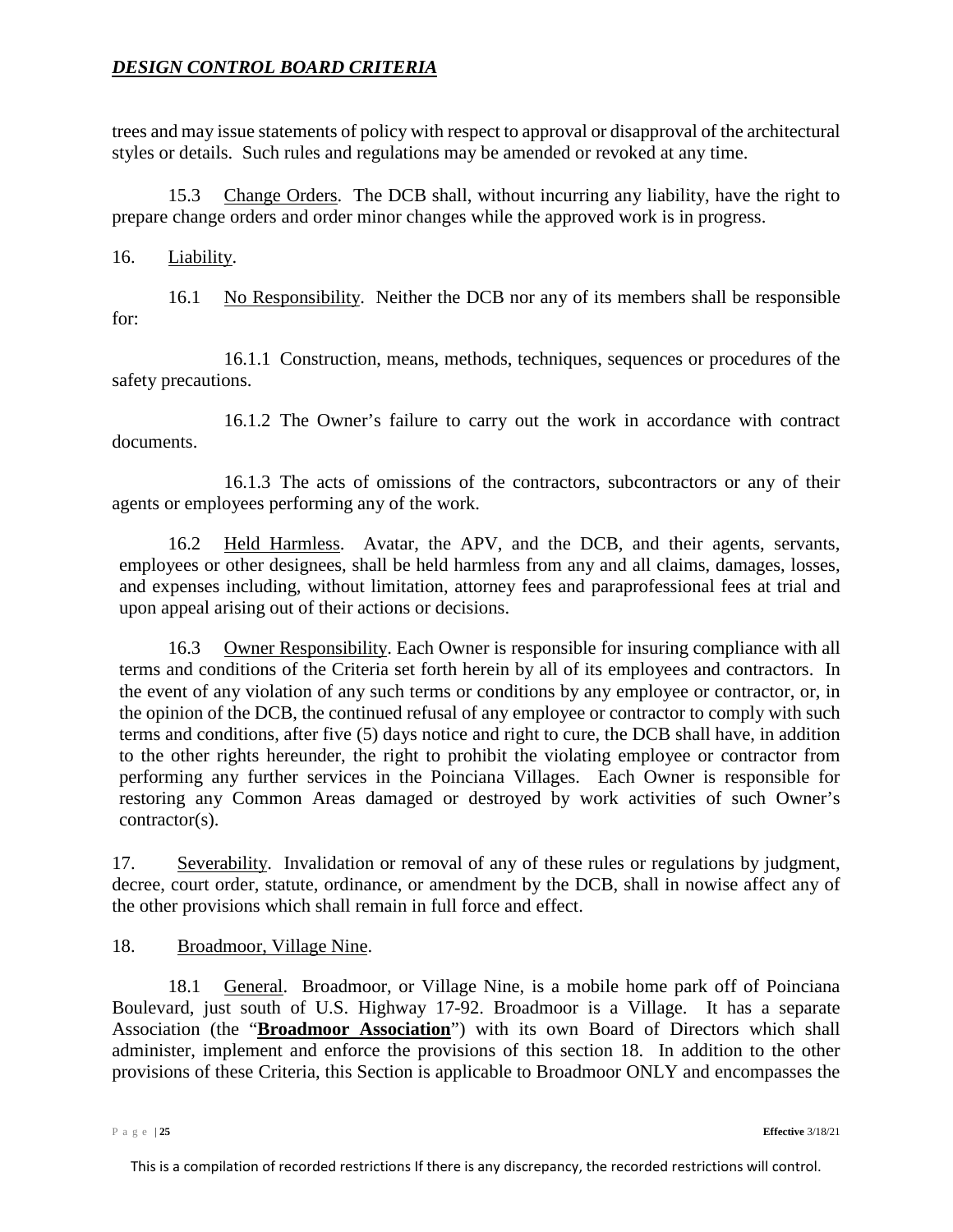trees and may issue statements of policy with respect to approval or disapproval of the architectural styles or details. Such rules and regulations may be amended or revoked at any time.

15.3 Change Orders. The DCB shall, without incurring any liability, have the right to prepare change orders and order minor changes while the approved work is in progress.

16. Liability.

16.1 No Responsibility. Neither the DCB nor any of its members shall be responsible for:

16.1.1 Construction, means, methods, techniques, sequences or procedures of the safety precautions.

16.1.2 The Owner's failure to carry out the work in accordance with contract documents.

16.1.3 The acts of omissions of the contractors, subcontractors or any of their agents or employees performing any of the work.

16.2 Held Harmless. Avatar, the APV, and the DCB, and their agents, servants, employees or other designees, shall be held harmless from any and all claims, damages, losses, and expenses including, without limitation, attorney fees and paraprofessional fees at trial and upon appeal arising out of their actions or decisions.

16.3 Owner Responsibility. Each Owner is responsible for insuring compliance with all terms and conditions of the Criteria set forth herein by all of its employees and contractors. In the event of any violation of any such terms or conditions by any employee or contractor, or, in the opinion of the DCB, the continued refusal of any employee or contractor to comply with such terms and conditions, after five (5) days notice and right to cure, the DCB shall have, in addition to the other rights hereunder, the right to prohibit the violating employee or contractor from performing any further services in the Poinciana Villages. Each Owner is responsible for restoring any Common Areas damaged or destroyed by work activities of such Owner's contractor(s).

17. Severability. Invalidation or removal of any of these rules or regulations by judgment, decree, court order, statute, ordinance, or amendment by the DCB, shall in nowise affect any of the other provisions which shall remain in full force and effect.

18. Broadmoor, Village Nine.

18.1 General. Broadmoor, or Village Nine, is a mobile home park off of Poinciana Boulevard, just south of U.S. Highway 17-92. Broadmoor is a Village. It has a separate Association (the "**Broadmoor Association**") with its own Board of Directors which shall administer, implement and enforce the provisions of this section 18. In addition to the other provisions of these Criteria, this Section is applicable to Broadmoor ONLY and encompasses the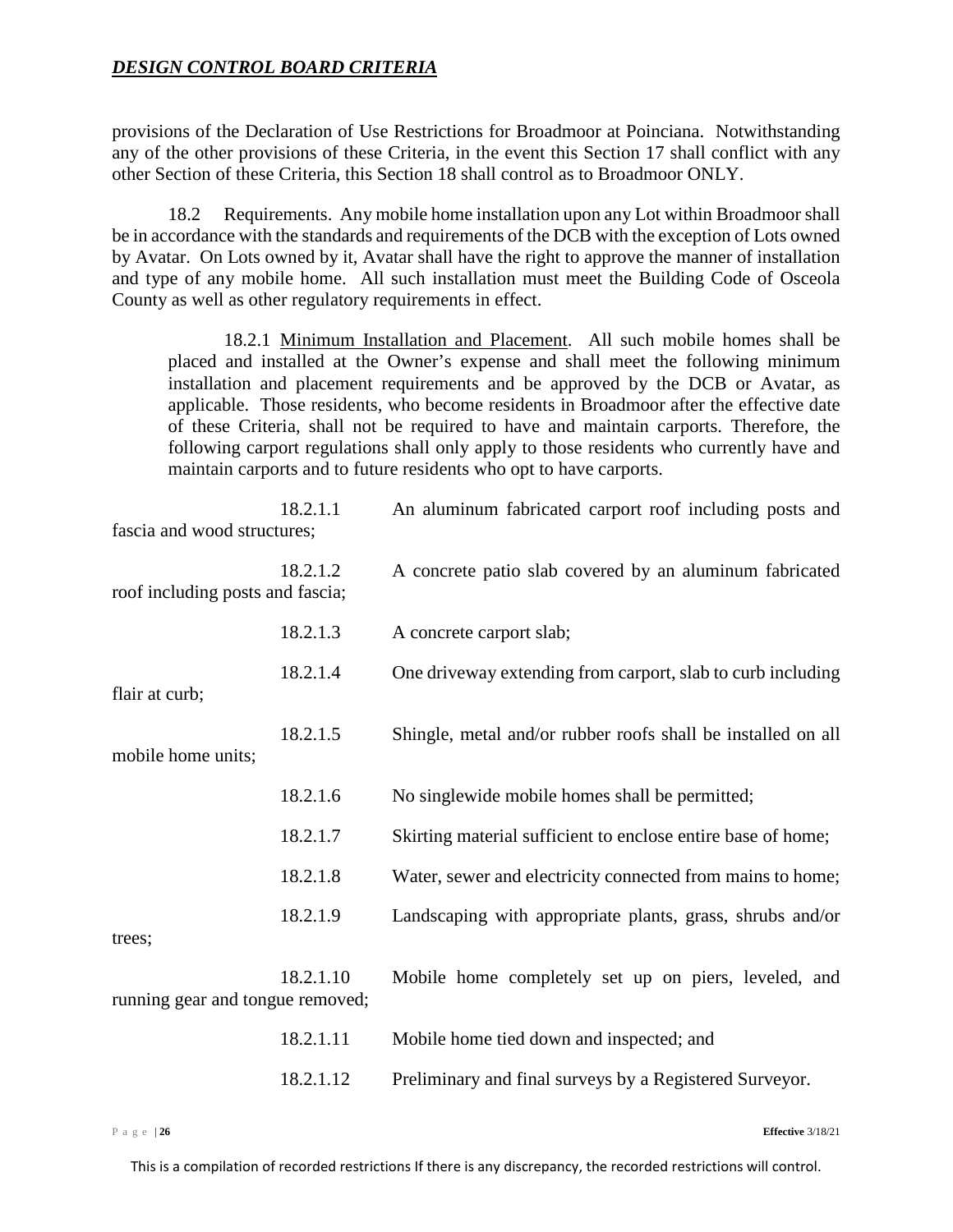provisions of the Declaration of Use Restrictions for Broadmoor at Poinciana. Notwithstanding any of the other provisions of these Criteria, in the event this Section 17 shall conflict with any other Section of these Criteria, this Section 18 shall control as to Broadmoor ONLY.

18.2 Requirements. Any mobile home installation upon any Lot within Broadmoor shall be in accordance with the standards and requirements of the DCB with the exception of Lots owned by Avatar. On Lots owned by it, Avatar shall have the right to approve the manner of installation and type of any mobile home. All such installation must meet the Building Code of Osceola County as well as other regulatory requirements in effect.

18.2.1 Minimum Installation and Placement. All such mobile homes shall be placed and installed at the Owner's expense and shall meet the following minimum installation and placement requirements and be approved by the DCB or Avatar, as applicable. Those residents, who become residents in Broadmoor after the effective date of these Criteria, shall not be required to have and maintain carports. Therefore, the following carport regulations shall only apply to those residents who currently have and maintain carports and to future residents who opt to have carports.

18.2.1.1 An aluminum fabricated carport roof including posts and fascia and wood structures;

18.2.1.2 A concrete patio slab covered by an aluminum fabricated roof including posts and fascia;

18.2.1.3 A concrete carport slab;

18.2.1.4 One driveway extending from carport, slab to curb including flair at curb;

18.2.1.5 Shingle, metal and/or rubber roofs shall be installed on all mobile home units;

18.2.1.6 No singlewide mobile homes shall be permitted;

18.2.1.7 Skirting material sufficient to enclose entire base of home;

18.2.1.8 Water, sewer and electricity connected from mains to home;

18.2.1.9 Landscaping with appropriate plants, grass, shrubs and/or trees;

18.2.1.10 Mobile home completely set up on piers, leveled, and running gear and tongue removed;

18.2.1.11 Mobile home tied down and inspected; and

18.2.1.12 Preliminary and final surveys by a Registered Surveyor.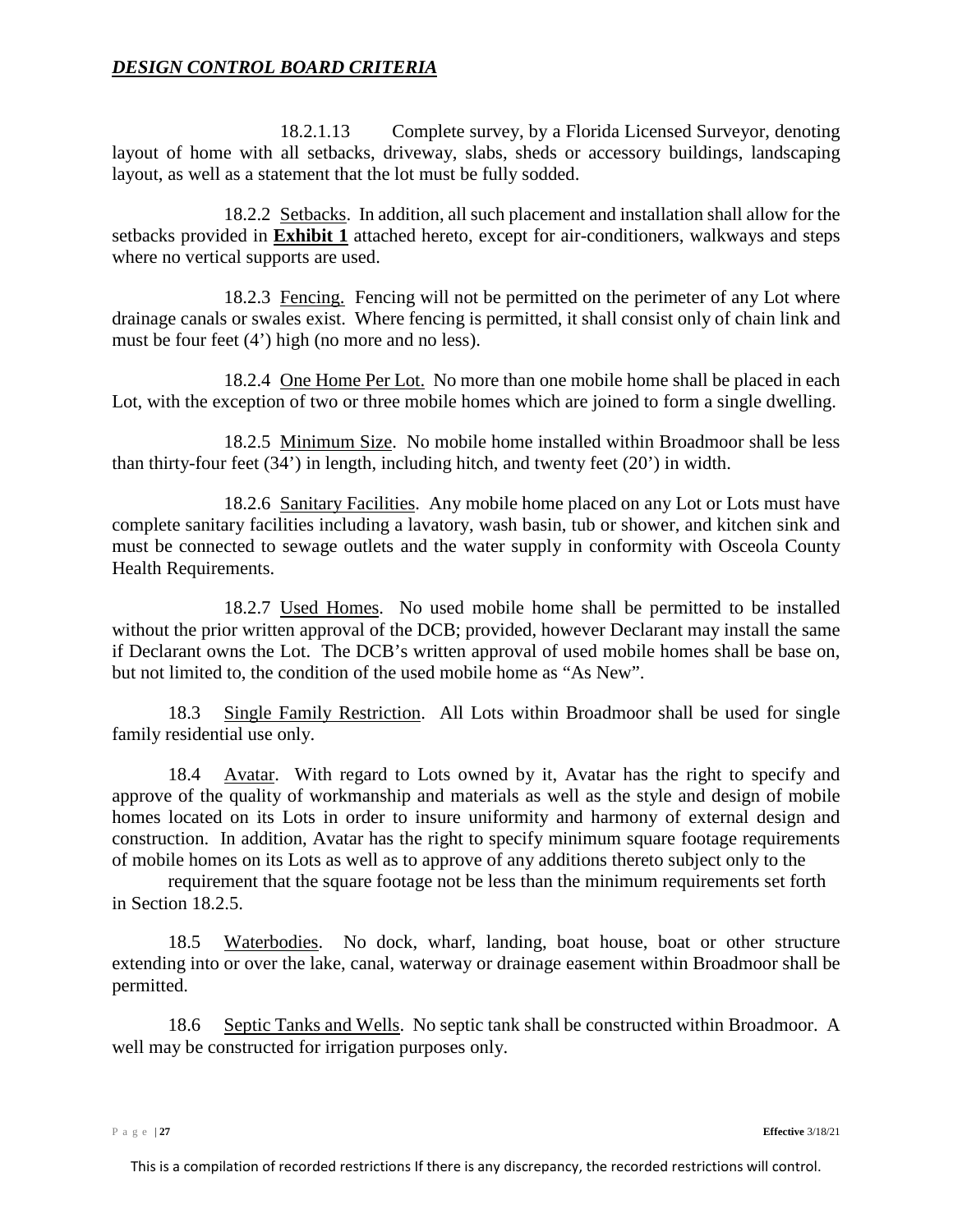***DESIGN CONTROL BOARD CRITERIA***

18.2.1.13 Complete survey, by a Florida Licensed Surveyor, denoting layout of home with all setbacks, driveway, slabs, sheds or accessory buildings, landscaping layout, as well as a statement that the lot must be fully sodded.

18.2.2 Setbacks. In addition, all such placement and installation shall allow for the setbacks provided in **Exhibit 1** attached hereto, except for air-conditioners, walkways and steps where no vertical supports are used.

18.2.3 Fencing. Fencing will not be permitted on the perimeter of any Lot where drainage canals or swales exist. Where fencing is permitted, it shall consist only of chain link and must be four feet (4') high (no more and no less).

18.2.4 One Home Per Lot. No more than one mobile home shall be placed in each Lot, with the exception of two or three mobile homes which are joined to form a single dwelling.

18.2.5 Minimum Size. No mobile home installed within Broadmoor shall be less than thirty-four feet (34') in length, including hitch, and twenty feet (20') in width.

18.2.6 Sanitary Facilities. Any mobile home placed on any Lot or Lots must have complete sanitary facilities including a lavatory, wash basin, tub or shower, and kitchen sink and must be connected to sewage outlets and the water supply in conformity with Osceola County Health Requirements.

18.2.7 Used Homes. No used mobile home shall be permitted to be installed without the prior written approval of the DCB; provided, however Declarant may install the same if Declarant owns the Lot. The DCB's written approval of used mobile homes shall be base on, but not limited to, the condition of the used mobile home as "As New".

18.3 Single Family Restriction. All Lots within Broadmoor shall be used for single family residential use only.

18.4 Avatar. With regard to Lots owned by it, Avatar has the right to specify and approve of the quality of workmanship and materials as well as the style and design of mobile homes located on its Lots in order to insure uniformity and harmony of external design and construction. In addition, Avatar has the right to specify minimum square footage requirements of mobile homes on its Lots as well as to approve of any additions thereto subject only to the requirement that the square footage not be less than the minimum requirements set forth in Section 18.2.5.

18.5 Waterbodies. No dock, wharf, landing, boat house, boat or other structure extending into or over the lake, canal, waterway or drainage easement within Broadmoor shall be permitted.

18.6 Septic Tanks and Wells. No septic tank shall be constructed within Broadmoor. A well may be constructed for irrigation purposes only.

This is a compilation of recorded restrictions If there is any discrepancy, the recorded restrictions will control.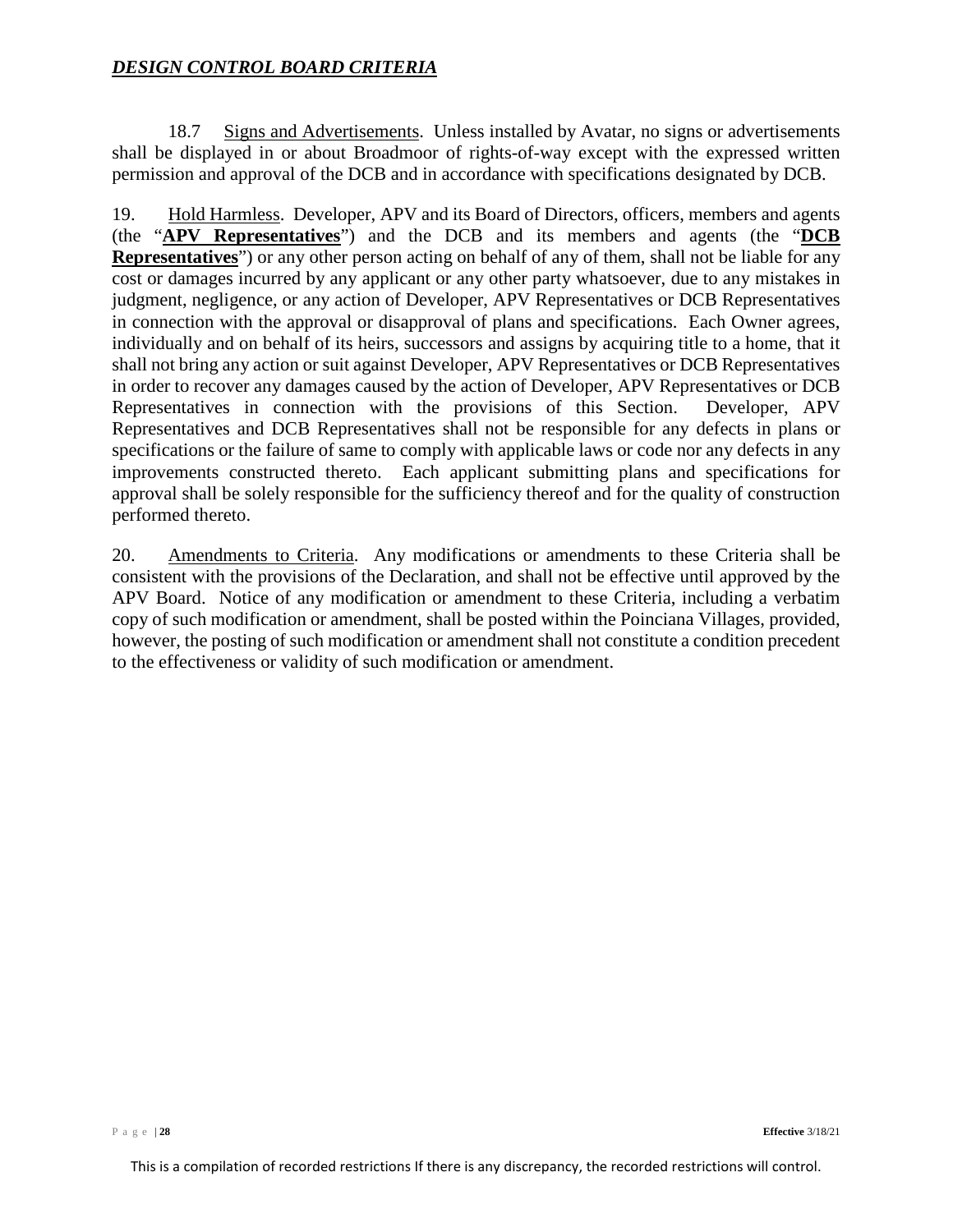18.7 Signs and Advertisements. Unless installed by Avatar, no signs or advertisements shall be displayed in or about Broadmoor of rights-of-way except with the expressed written permission and approval of the DCB and in accordance with specifications designated by DCB.

19. Hold Harmless. Developer, APV and its Board of Directors, officers, members and agents (the "**APV Representatives**") and the DCB and its members and agents (the "**DCB Representatives**") or any other person acting on behalf of any of them, shall not be liable for any cost or damages incurred by any applicant or any other party whatsoever, due to any mistakes in judgment, negligence, or any action of Developer, APV Representatives or DCB Representatives in connection with the approval or disapproval of plans and specifications. Each Owner agrees, individually and on behalf of its heirs, successors and assigns by acquiring title to a home, that it shall not bring any action or suit against Developer, APV Representatives or DCB Representatives in order to recover any damages caused by the action of Developer, APV Representatives or DCB Representatives in connection with the provisions of this Section. Developer, APV Representatives and DCB Representatives shall not be responsible for any defects in plans or specifications or the failure of same to comply with applicable laws or code nor any defects in any improvements constructed thereto. Each applicant submitting plans and specifications for approval shall be solely responsible for the sufficiency thereof and for the quality of construction performed thereto.

20. Amendments to Criteria. Any modifications or amendments to these Criteria shall be consistent with the provisions of the Declaration, and shall not be effective until approved by the APV Board. Notice of any modification or amendment to these Criteria, including a verbatim copy of such modification or amendment, shall be posted within the Poinciana Villages, provided, however, the posting of such modification or amendment shall not constitute a condition precedent to the effectiveness or validity of such modification or amendment.